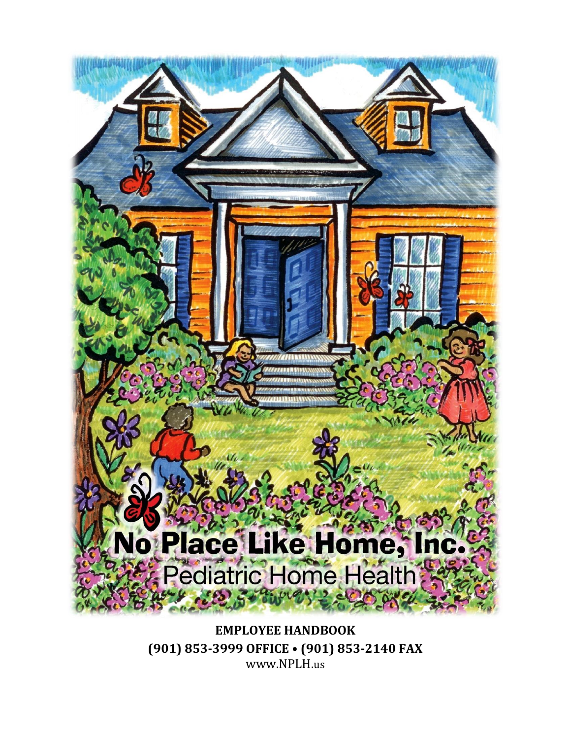# No Place Like Home, Inc.

## Pediatric Home Health

**EMPLOYEE HANDBOOK**

**(901) 853-3999 OFFICE • (901) 853-2140 FAX**

www.NPLH.us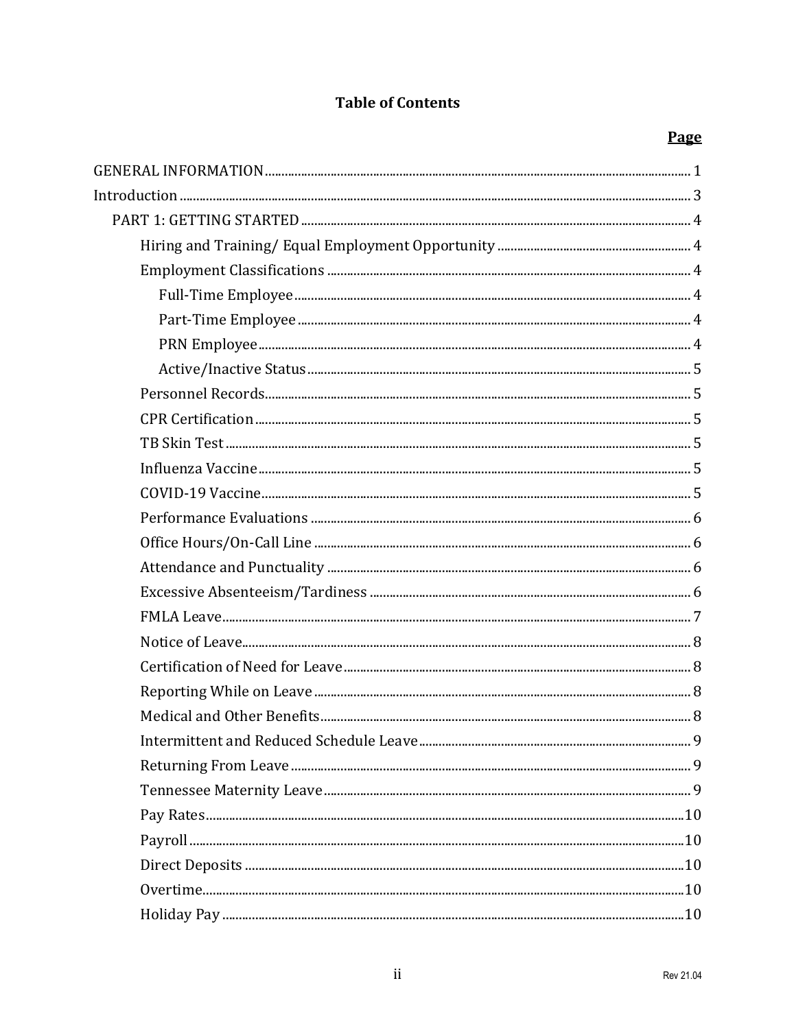# Table of Contents

| | Page |
|---|---|
| GENERAL INFORMATION | 1 |
| Introduction | 3 |
| PART 1: GETTING STARTED | 4 |
| Hiring and Training/ Equal Employment Opportunity | 4 |
| Employment Classifications | 4 |
| Full-Time Employee | 4 |
| Part-Time Employee | 4 |
| PRN Employee | 4 |
| Active/Inactive Status | 5 |
| Personnel Records | 5 |
| CPR Certification | 5 |
| TB Skin Test | 5 |
| Influenza Vaccine | 5 |
| COVID-19 Vaccine | 5 |
| Performance Evaluations | 6 |
| Office Hours/On-Call Line | 6 |
| Attendance and Punctuality | 6 |
| Excessive Absenteeism/Tardiness | 6 |
| FMLA Leave | 7 |
| Notice of Leave | 8 |
| Certification of Need for Leave | 8 |
| Reporting While on Leave | 8 |
| Medical and Other Benefits | 8 |
| Intermittent and Reduced Schedule Leave | 9 |
| Returning From Leave | 9 |
| Tennessee Maternity Leave | 9 |
| Pay Rates | 10 |
| Payroll | 10 |
| Direct Deposits | 10 |
| Overtime | 10 |
| Holiday Pay | 10 |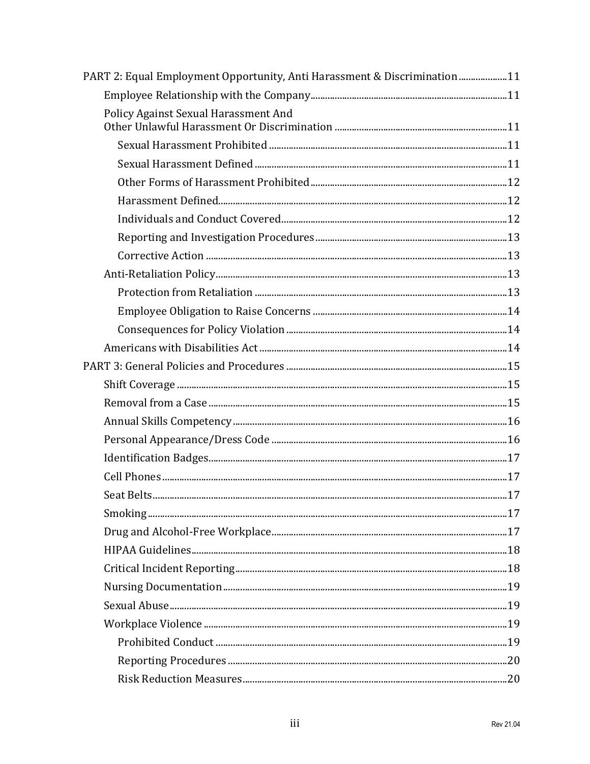- PART 2: Equal Employment Opportunity, Anti Harassment & Discrimination .................... 11
  - Employee Relationship with the Company .................... 11
  - Policy Against Sexual Harassment And Other Unlawful Harassment Or Discrimination .................... 11
    - Sexual Harassment Prohibited .................... 11
    - Sexual Harassment Defined .................... 11
    - Other Forms of Harassment Prohibited .................... 12
    - Harassment Defined .................... 12
    - Individuals and Conduct Covered .................... 12
    - Reporting and Investigation Procedures .................... 13
    - Corrective Action .................... 13
  - Anti-Retaliation Policy .................... 13
    - Protection from Retaliation .................... 13
    - Employee Obligation to Raise Concerns .................... 14
    - Consequences for Policy Violation .................... 14
  - Americans with Disabilities Act .................... 14
- PART 3: General Policies and Procedures .................... 15
  - Shift Coverage .................... 15
  - Removal from a Case .................... 15
  - Annual Skills Competency .................... 16
  - Personal Appearance/Dress Code .................... 16
  - Identification Badges .................... 17
  - Cell Phones .................... 17
  - Seat Belts .................... 17
  - Smoking .................... 17
  - Drug and Alcohol-Free Workplace .................... 17
  - HIPAA Guidelines .................... 18
  - Critical Incident Reporting .................... 18
  - Nursing Documentation .................... 19
  - Sexual Abuse .................... 19
  - Workplace Violence .................... 19
    - Prohibited Conduct .................... 19
    - Reporting Procedures .................... 20
    - Risk Reduction Measures .................... 20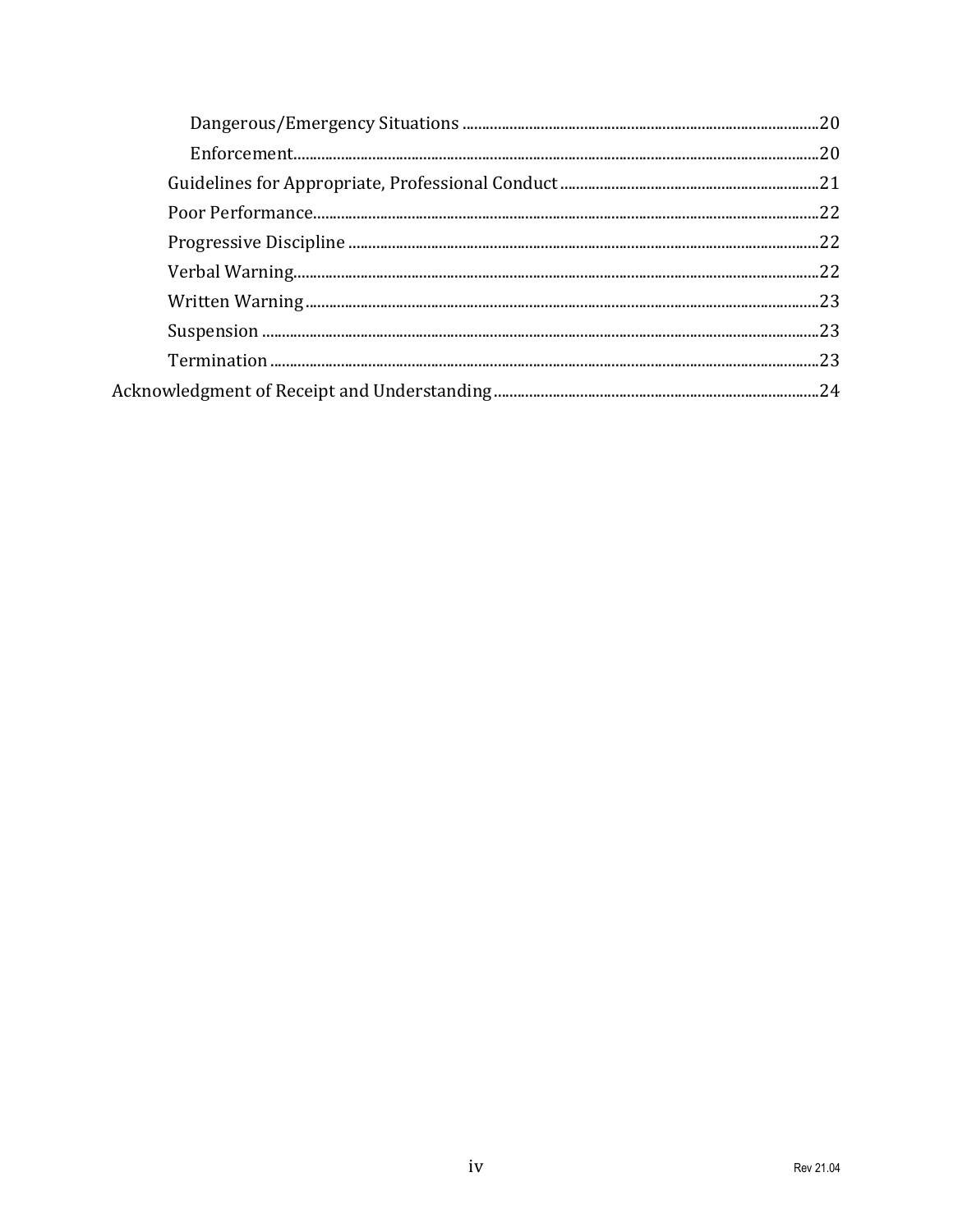- Dangerous/Emergency Situations ........................................................................................20
- Enforcement..............................................................................................................................20

Guidelines for Appropriate, Professional Conduct ........................................................................21

Poor Performance.............................................................................................................................22

Progressive Discipline .......................................................................................................................22

Verbal Warning...................................................................................................................................22

Written Warning ................................................................................................................................23

Suspension ..........................................................................................................................................23

Termination .........................................................................................................................................23

Acknowledgment of Receipt and Understanding ............................................................................24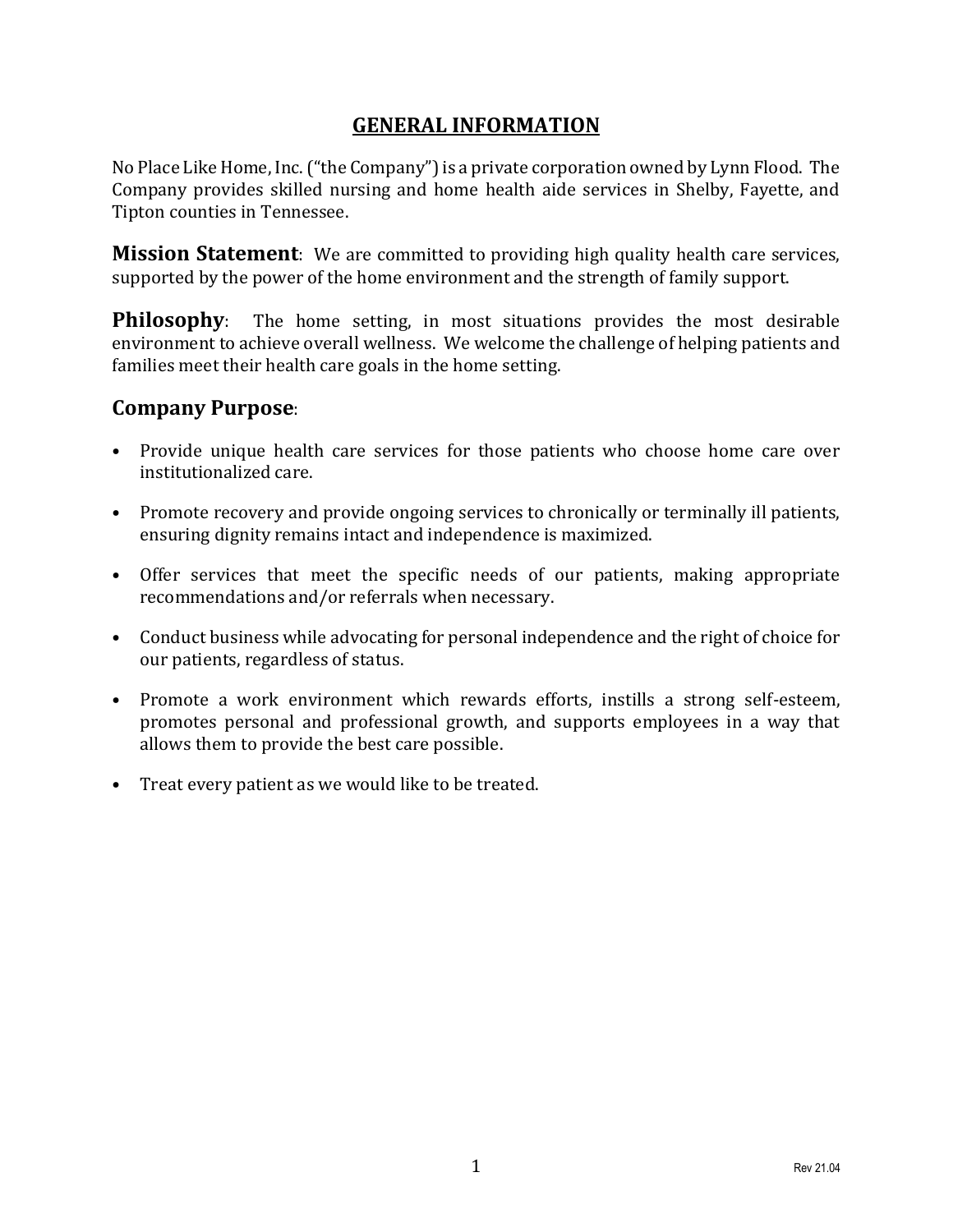# GENERAL INFORMATION

No Place Like Home, Inc. ("the Company") is a private corporation owned by Lynn Flood. The Company provides skilled nursing and home health aide services in Shelby, Fayette, and Tipton counties in Tennessee.

**Mission Statement**: We are committed to providing high quality health care services, supported by the power of the home environment and the strength of family support.

**Philosophy**: The home setting, in most situations provides the most desirable environment to achieve overall wellness. We welcome the challenge of helping patients and families meet their health care goals in the home setting.

## Company Purpose:

- Provide unique health care services for those patients who choose home care over institutionalized care.
- Promote recovery and provide ongoing services to chronically or terminally ill patients, ensuring dignity remains intact and independence is maximized.
- Offer services that meet the specific needs of our patients, making appropriate recommendations and/or referrals when necessary.
- Conduct business while advocating for personal independence and the right of choice for our patients, regardless of status.
- Promote a work environment which rewards efforts, instills a strong self-esteem, promotes personal and professional growth, and supports employees in a way that allows them to provide the best care possible.
- Treat every patient as we would like to be treated.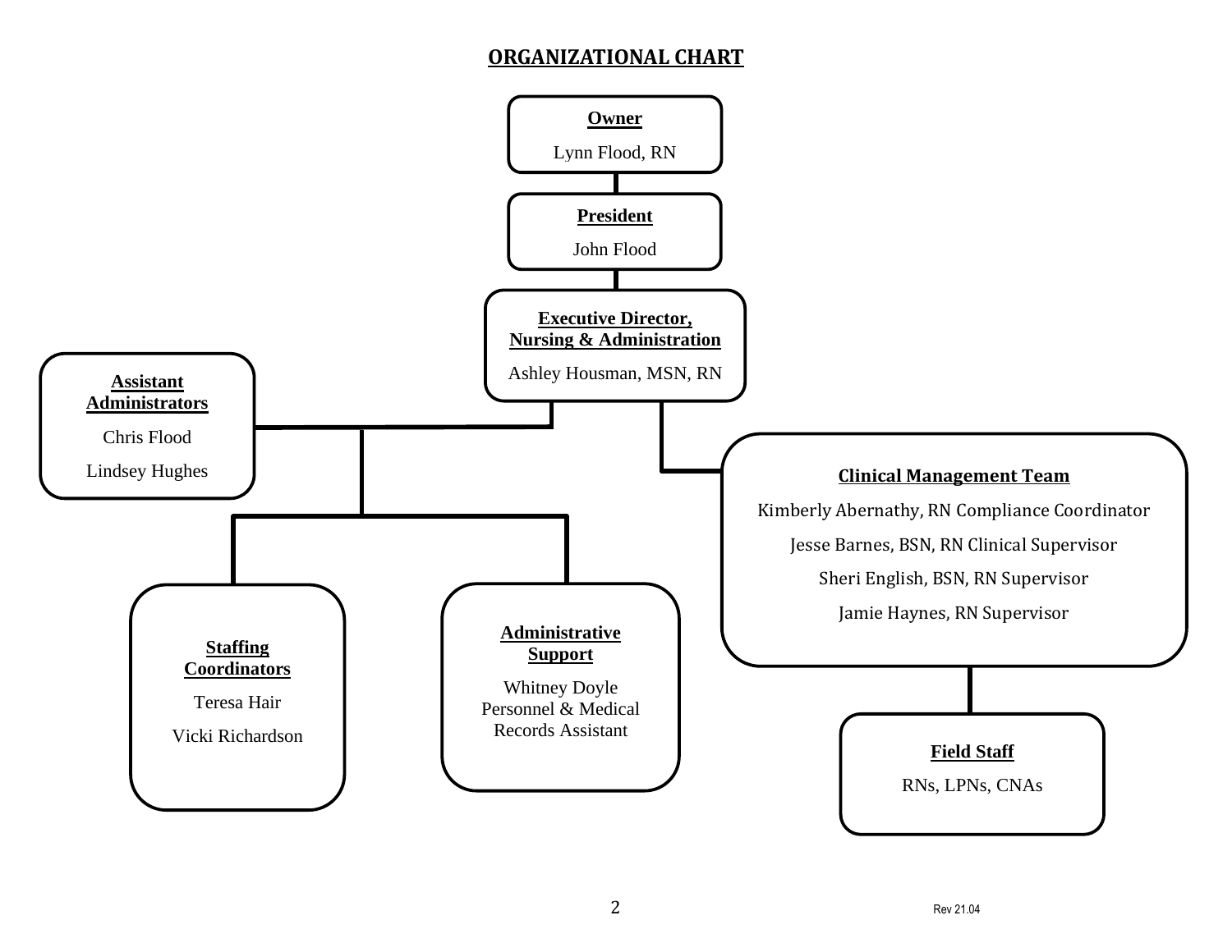# ORGANIZATIONAL CHART

**Owner**
Lynn Flood, RN

**President**
John Flood

**Executive Director, Nursing & Administration**
Ashley Housman, MSN, RN

**Assistant Administrators**
Chris Flood
Lindsey Hughes

**Staffing Coordinators**
Teresa Hair
Vicki Richardson

**Administrative Support**
Whitney Doyle
Personnel & Medical Records Assistant

**Clinical Management Team**
Kimberly Abernathy, RN Compliance Coordinator
Jesse Barnes, BSN, RN Clinical Supervisor
Sheri English, BSN, RN Supervisor
Jamie Haynes, RN Supervisor

**Field Staff**
RNs, LPNs, CNAs

Rev 21.04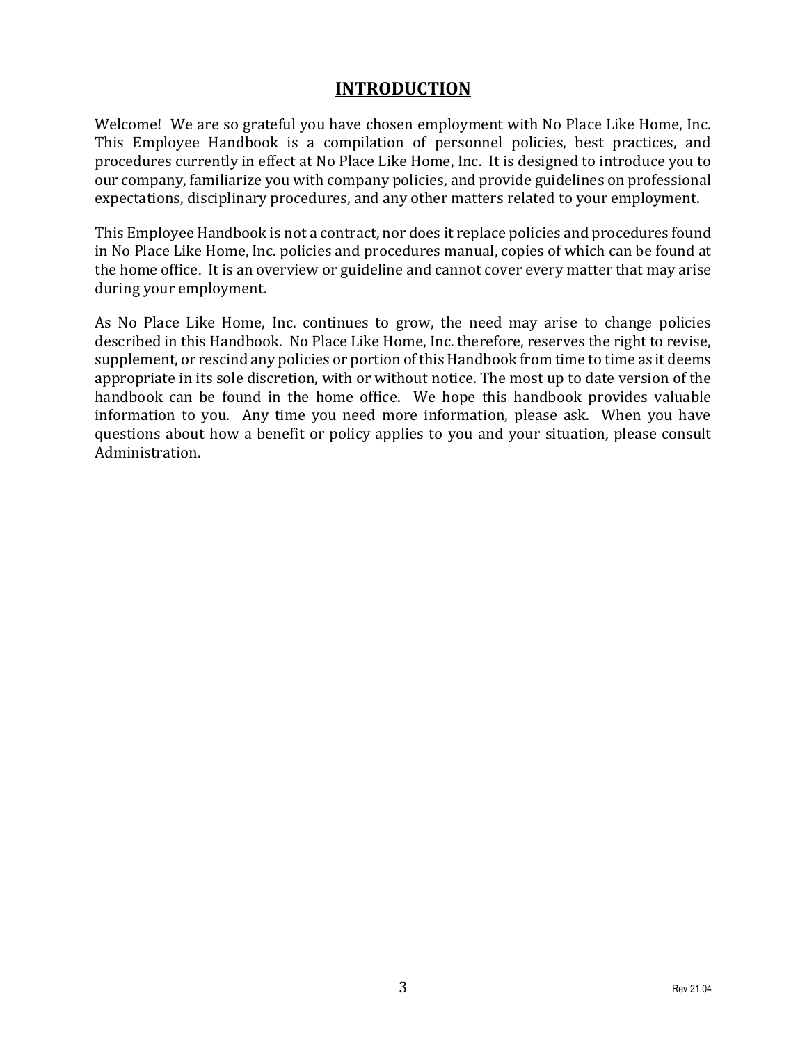# INTRODUCTION

Welcome! We are so grateful you have chosen employment with No Place Like Home, Inc. This Employee Handbook is a compilation of personnel policies, best practices, and procedures currently in effect at No Place Like Home, Inc. It is designed to introduce you to our company, familiarize you with company policies, and provide guidelines on professional expectations, disciplinary procedures, and any other matters related to your employment.

This Employee Handbook is not a contract, nor does it replace policies and procedures found in No Place Like Home, Inc. policies and procedures manual, copies of which can be found at the home office. It is an overview or guideline and cannot cover every matter that may arise during your employment.

As No Place Like Home, Inc. continues to grow, the need may arise to change policies described in this Handbook. No Place Like Home, Inc. therefore, reserves the right to revise, supplement, or rescind any policies or portion of this Handbook from time to time as it deems appropriate in its sole discretion, with or without notice. The most up to date version of the handbook can be found in the home office. We hope this handbook provides valuable information to you. Any time you need more information, please ask. When you have questions about how a benefit or policy applies to you and your situation, please consult Administration.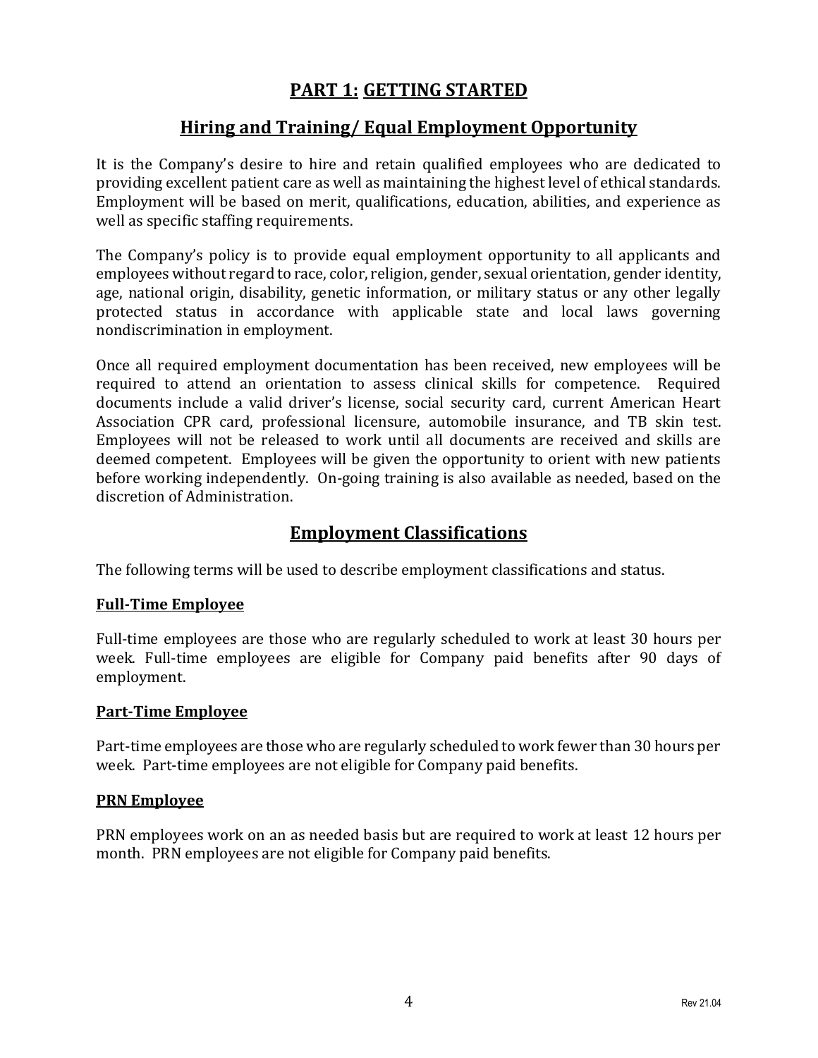# PART 1: GETTING STARTED

## Hiring and Training/ Equal Employment Opportunity

It is the Company's desire to hire and retain qualified employees who are dedicated to providing excellent patient care as well as maintaining the highest level of ethical standards. Employment will be based on merit, qualifications, education, abilities, and experience as well as specific staffing requirements.

The Company's policy is to provide equal employment opportunity to all applicants and employees without regard to race, color, religion, gender, sexual orientation, gender identity, age, national origin, disability, genetic information, or military status or any other legally protected status in accordance with applicable state and local laws governing nondiscrimination in employment.

Once all required employment documentation has been received, new employees will be required to attend an orientation to assess clinical skills for competence. Required documents include a valid driver's license, social security card, current American Heart Association CPR card, professional licensure, automobile insurance, and TB skin test. Employees will not be released to work until all documents are received and skills are deemed competent. Employees will be given the opportunity to orient with new patients before working independently. On-going training is also available as needed, based on the discretion of Administration.

## Employment Classifications

The following terms will be used to describe employment classifications and status.

### Full-Time Employee

Full-time employees are those who are regularly scheduled to work at least 30 hours per week. Full-time employees are eligible for Company paid benefits after 90 days of employment.

### Part-Time Employee

Part-time employees are those who are regularly scheduled to work fewer than 30 hours per week. Part-time employees are not eligible for Company paid benefits.

### PRN Employee

PRN employees work on an as needed basis but are required to work at least 12 hours per month. PRN employees are not eligible for Company paid benefits.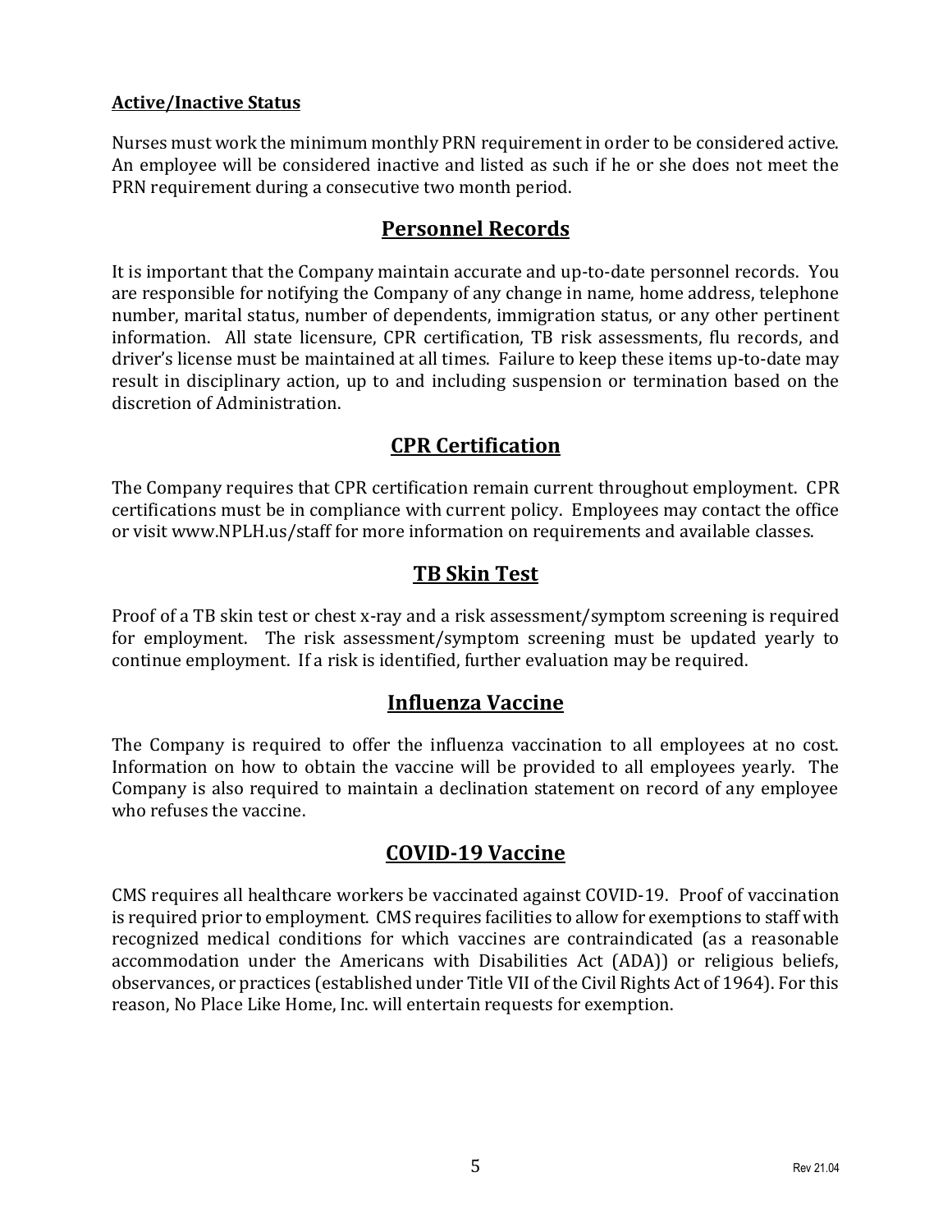**Active/Inactive Status**

Nurses must work the minimum monthly PRN requirement in order to be considered active. An employee will be considered inactive and listed as such if he or she does not meet the PRN requirement during a consecutive two month period.

## Personnel Records

It is important that the Company maintain accurate and up-to-date personnel records. You are responsible for notifying the Company of any change in name, home address, telephone number, marital status, number of dependents, immigration status, or any other pertinent information. All state licensure, CPR certification, TB risk assessments, flu records, and driver's license must be maintained at all times. Failure to keep these items up-to-date may result in disciplinary action, up to and including suspension or termination based on the discretion of Administration.

## CPR Certification

The Company requires that CPR certification remain current throughout employment. CPR certifications must be in compliance with current policy. Employees may contact the office or visit www.NPLH.us/staff for more information on requirements and available classes.

## TB Skin Test

Proof of a TB skin test or chest x-ray and a risk assessment/symptom screening is required for employment. The risk assessment/symptom screening must be updated yearly to continue employment. If a risk is identified, further evaluation may be required.

## Influenza Vaccine

The Company is required to offer the influenza vaccination to all employees at no cost. Information on how to obtain the vaccine will be provided to all employees yearly. The Company is also required to maintain a declination statement on record of any employee who refuses the vaccine.

## COVID-19 Vaccine

CMS requires all healthcare workers be vaccinated against COVID-19. Proof of vaccination is required prior to employment. CMS requires facilities to allow for exemptions to staff with recognized medical conditions for which vaccines are contraindicated (as a reasonable accommodation under the Americans with Disabilities Act (ADA)) or religious beliefs, observances, or practices (established under Title VII of the Civil Rights Act of 1964). For this reason, No Place Like Home, Inc. will entertain requests for exemption.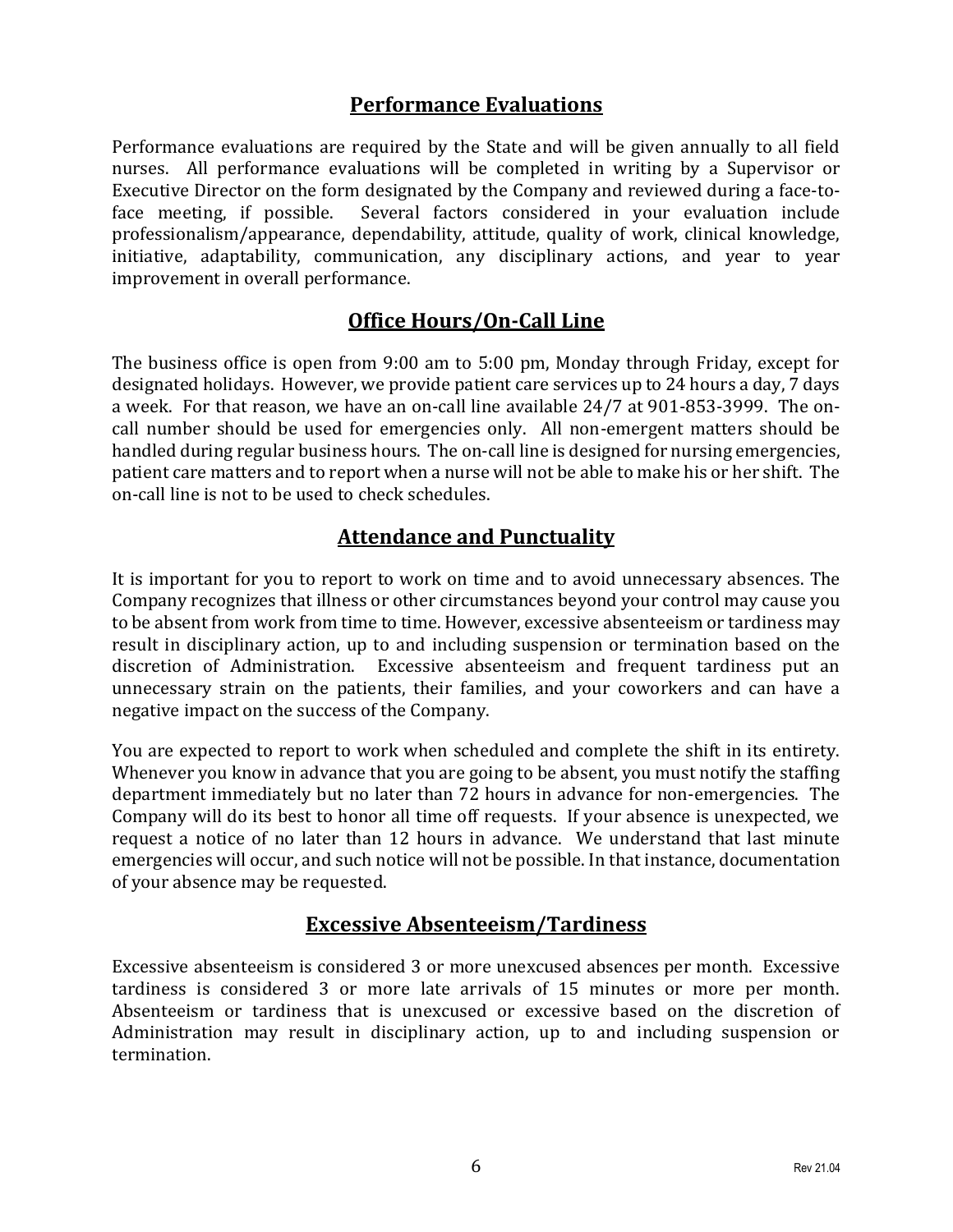## Performance Evaluations

Performance evaluations are required by the State and will be given annually to all field nurses. All performance evaluations will be completed in writing by a Supervisor or Executive Director on the form designated by the Company and reviewed during a face-to-face meeting, if possible. Several factors considered in your evaluation include professionalism/appearance, dependability, attitude, quality of work, clinical knowledge, initiative, adaptability, communication, any disciplinary actions, and year to year improvement in overall performance.

## Office Hours/On-Call Line

The business office is open from 9:00 am to 5:00 pm, Monday through Friday, except for designated holidays. However, we provide patient care services up to 24 hours a day, 7 days a week. For that reason, we have an on-call line available 24/7 at 901-853-3999. The on-call number should be used for emergencies only. All non-emergent matters should be handled during regular business hours. The on-call line is designed for nursing emergencies, patient care matters and to report when a nurse will not be able to make his or her shift. The on-call line is not to be used to check schedules.

## Attendance and Punctuality

It is important for you to report to work on time and to avoid unnecessary absences. The Company recognizes that illness or other circumstances beyond your control may cause you to be absent from work from time to time. However, excessive absenteeism or tardiness may result in disciplinary action, up to and including suspension or termination based on the discretion of Administration. Excessive absenteeism and frequent tardiness put an unnecessary strain on the patients, their families, and your coworkers and can have a negative impact on the success of the Company.

You are expected to report to work when scheduled and complete the shift in its entirety. Whenever you know in advance that you are going to be absent, you must notify the staffing department immediately but no later than 72 hours in advance for non-emergencies. The Company will do its best to honor all time off requests. If your absence is unexpected, we request a notice of no later than 12 hours in advance. We understand that last minute emergencies will occur, and such notice will not be possible. In that instance, documentation of your absence may be requested.

## Excessive Absenteeism/Tardiness

Excessive absenteeism is considered 3 or more unexcused absences per month. Excessive tardiness is considered 3 or more late arrivals of 15 minutes or more per month. Absenteeism or tardiness that is unexcused or excessive based on the discretion of Administration may result in disciplinary action, up to and including suspension or termination.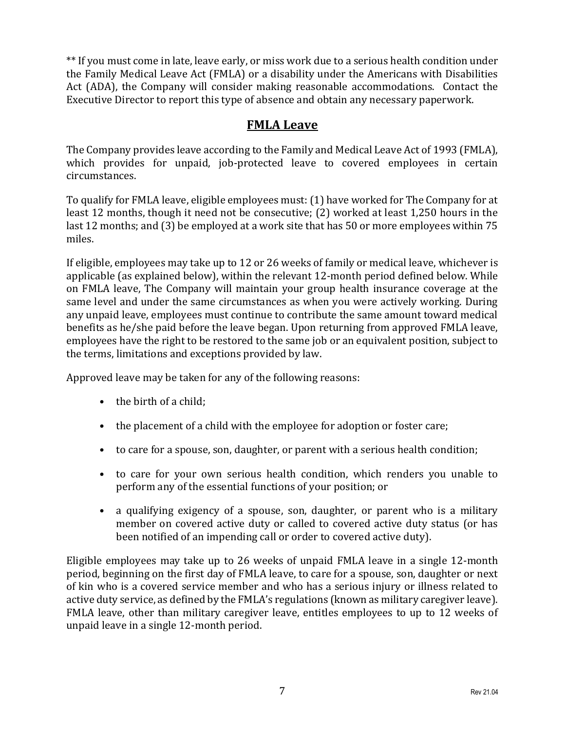** If you must come in late, leave early, or miss work due to a serious health condition under the Family Medical Leave Act (FMLA) or a disability under the Americans with Disabilities Act (ADA), the Company will consider making reasonable accommodations. Contact the Executive Director to report this type of absence and obtain any necessary paperwork.

## FMLA Leave

The Company provides leave according to the Family and Medical Leave Act of 1993 (FMLA), which provides for unpaid, job-protected leave to covered employees in certain circumstances.

To qualify for FMLA leave, eligible employees must: (1) have worked for The Company for at least 12 months, though it need not be consecutive; (2) worked at least 1,250 hours in the last 12 months; and (3) be employed at a work site that has 50 or more employees within 75 miles.

If eligible, employees may take up to 12 or 26 weeks of family or medical leave, whichever is applicable (as explained below), within the relevant 12-month period defined below. While on FMLA leave, The Company will maintain your group health insurance coverage at the same level and under the same circumstances as when you were actively working. During any unpaid leave, employees must continue to contribute the same amount toward medical benefits as he/she paid before the leave began. Upon returning from approved FMLA leave, employees have the right to be restored to the same job or an equivalent position, subject to the terms, limitations and exceptions provided by law.

Approved leave may be taken for any of the following reasons:

- the birth of a child;
- the placement of a child with the employee for adoption or foster care;
- to care for a spouse, son, daughter, or parent with a serious health condition;
- to care for your own serious health condition, which renders you unable to perform any of the essential functions of your position; or
- a qualifying exigency of a spouse, son, daughter, or parent who is a military member on covered active duty or called to covered active duty status (or has been notified of an impending call or order to covered active duty).

Eligible employees may take up to 26 weeks of unpaid FMLA leave in a single 12-month period, beginning on the first day of FMLA leave, to care for a spouse, son, daughter or next of kin who is a covered service member and who has a serious injury or illness related to active duty service, as defined by the FMLA's regulations (known as military caregiver leave). FMLA leave, other than military caregiver leave, entitles employees to up to 12 weeks of unpaid leave in a single 12-month period.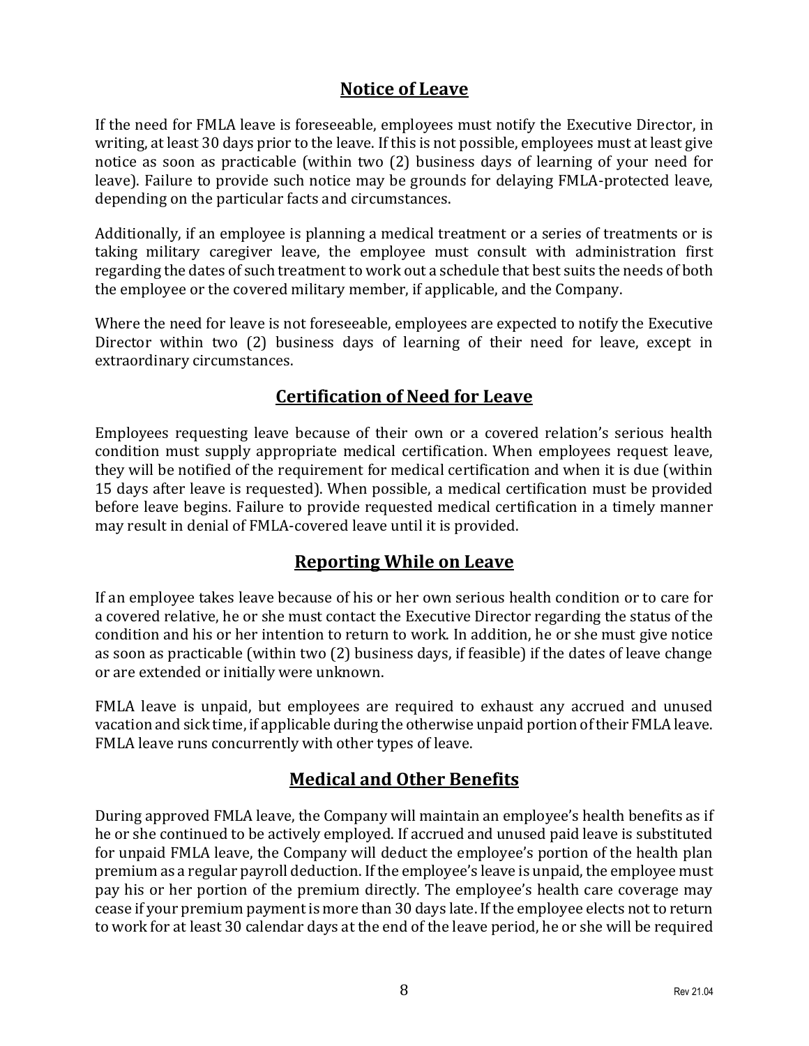## Notice of Leave

If the need for FMLA leave is foreseeable, employees must notify the Executive Director, in writing, at least 30 days prior to the leave. If this is not possible, employees must at least give notice as soon as practicable (within two (2) business days of learning of your need for leave). Failure to provide such notice may be grounds for delaying FMLA-protected leave, depending on the particular facts and circumstances.

Additionally, if an employee is planning a medical treatment or a series of treatments or is taking military caregiver leave, the employee must consult with administration first regarding the dates of such treatment to work out a schedule that best suits the needs of both the employee or the covered military member, if applicable, and the Company.

Where the need for leave is not foreseeable, employees are expected to notify the Executive Director within two (2) business days of learning of their need for leave, except in extraordinary circumstances.

## Certification of Need for Leave

Employees requesting leave because of their own or a covered relation's serious health condition must supply appropriate medical certification. When employees request leave, they will be notified of the requirement for medical certification and when it is due (within 15 days after leave is requested). When possible, a medical certification must be provided before leave begins. Failure to provide requested medical certification in a timely manner may result in denial of FMLA-covered leave until it is provided.

## Reporting While on Leave

If an employee takes leave because of his or her own serious health condition or to care for a covered relative, he or she must contact the Executive Director regarding the status of the condition and his or her intention to return to work. In addition, he or she must give notice as soon as practicable (within two (2) business days, if feasible) if the dates of leave change or are extended or initially were unknown.

FMLA leave is unpaid, but employees are required to exhaust any accrued and unused vacation and sick time, if applicable during the otherwise unpaid portion of their FMLA leave. FMLA leave runs concurrently with other types of leave.

## Medical and Other Benefits

During approved FMLA leave, the Company will maintain an employee's health benefits as if he or she continued to be actively employed. If accrued and unused paid leave is substituted for unpaid FMLA leave, the Company will deduct the employee's portion of the health plan premium as a regular payroll deduction. If the employee's leave is unpaid, the employee must pay his or her portion of the premium directly. The employee's health care coverage may cease if your premium payment is more than 30 days late. If the employee elects not to return to work for at least 30 calendar days at the end of the leave period, he or she will be required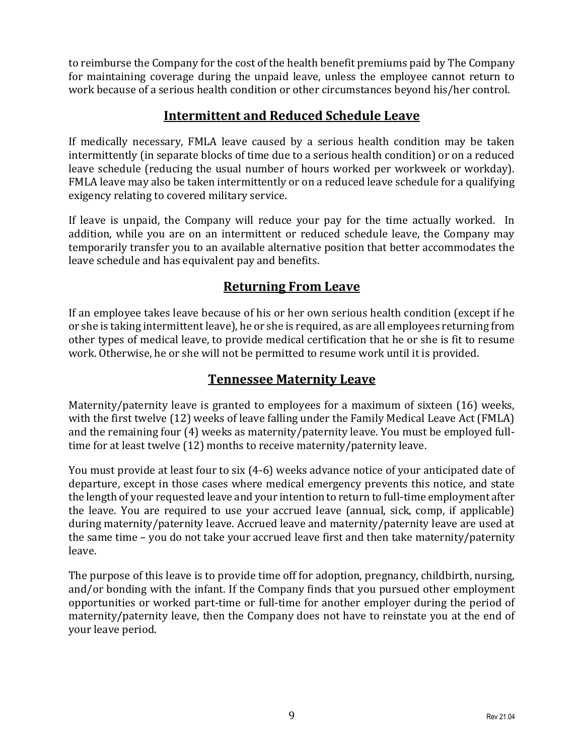to reimburse the Company for the cost of the health benefit premiums paid by The Company for maintaining coverage during the unpaid leave, unless the employee cannot return to work because of a serious health condition or other circumstances beyond his/her control.

## Intermittent and Reduced Schedule Leave

If medically necessary, FMLA leave caused by a serious health condition may be taken intermittently (in separate blocks of time due to a serious health condition) or on a reduced leave schedule (reducing the usual number of hours worked per workweek or workday). FMLA leave may also be taken intermittently or on a reduced leave schedule for a qualifying exigency relating to covered military service.

If leave is unpaid, the Company will reduce your pay for the time actually worked. In addition, while you are on an intermittent or reduced schedule leave, the Company may temporarily transfer you to an available alternative position that better accommodates the leave schedule and has equivalent pay and benefits.

## Returning From Leave

If an employee takes leave because of his or her own serious health condition (except if he or she is taking intermittent leave), he or she is required, as are all employees returning from other types of medical leave, to provide medical certification that he or she is fit to resume work. Otherwise, he or she will not be permitted to resume work until it is provided.

## Tennessee Maternity Leave

Maternity/paternity leave is granted to employees for a maximum of sixteen (16) weeks, with the first twelve (12) weeks of leave falling under the Family Medical Leave Act (FMLA) and the remaining four (4) weeks as maternity/paternity leave. You must be employed full-time for at least twelve (12) months to receive maternity/paternity leave.

You must provide at least four to six (4-6) weeks advance notice of your anticipated date of departure, except in those cases where medical emergency prevents this notice, and state the length of your requested leave and your intention to return to full-time employment after the leave. You are required to use your accrued leave (annual, sick, comp, if applicable) during maternity/paternity leave. Accrued leave and maternity/paternity leave are used at the same time – you do not take your accrued leave first and then take maternity/paternity leave.

The purpose of this leave is to provide time off for adoption, pregnancy, childbirth, nursing, and/or bonding with the infant. If the Company finds that you pursued other employment opportunities or worked part-time or full-time for another employer during the period of maternity/paternity leave, then the Company does not have to reinstate you at the end of your leave period.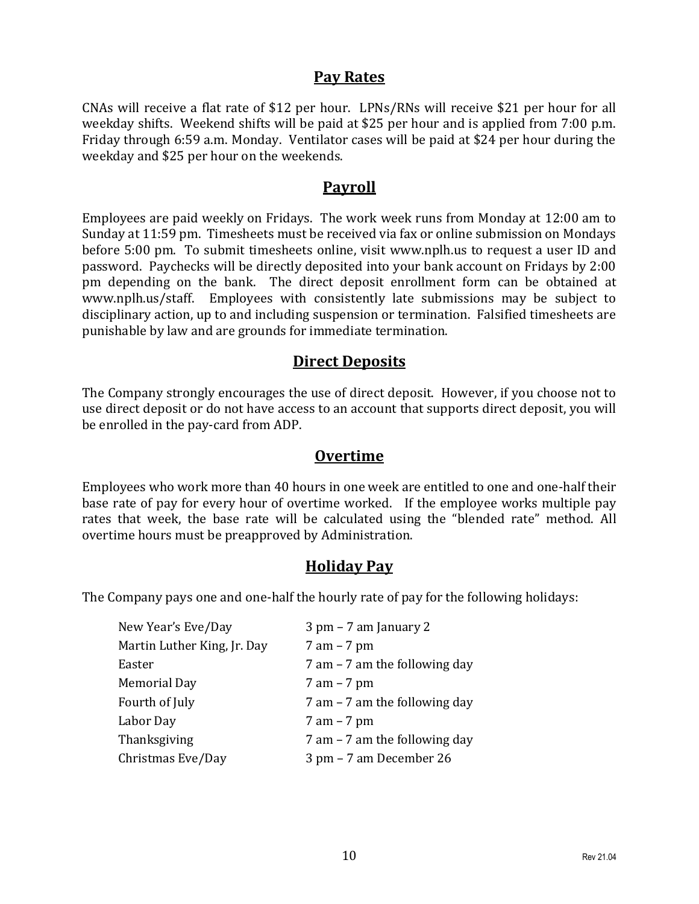## Pay Rates

CNAs will receive a flat rate of $12 per hour. LPNs/RNs will receive $21 per hour for all weekday shifts. Weekend shifts will be paid at $25 per hour and is applied from 7:00 p.m. Friday through 6:59 a.m. Monday. Ventilator cases will be paid at $24 per hour during the weekday and $25 per hour on the weekends.

## Payroll

Employees are paid weekly on Fridays. The work week runs from Monday at 12:00 am to Sunday at 11:59 pm. Timesheets must be received via fax or online submission on Mondays before 5:00 pm. To submit timesheets online, visit www.nplh.us to request a user ID and password. Paychecks will be directly deposited into your bank account on Fridays by 2:00 pm depending on the bank. The direct deposit enrollment form can be obtained at www.nplh.us/staff. Employees with consistently late submissions may be subject to disciplinary action, up to and including suspension or termination. Falsified timesheets are punishable by law and are grounds for immediate termination.

## Direct Deposits

The Company strongly encourages the use of direct deposit. However, if you choose not to use direct deposit or do not have access to an account that supports direct deposit, you will be enrolled in the pay-card from ADP.

## Overtime

Employees who work more than 40 hours in one week are entitled to one and one-half their base rate of pay for every hour of overtime worked. If the employee works multiple pay rates that week, the base rate will be calculated using the "blended rate" method. All overtime hours must be preapproved by Administration.

## Holiday Pay

The Company pays one and one-half the hourly rate of pay for the following holidays:

| | |
|---|---|
| New Year's Eve/Day | 3 pm – 7 am January 2 |
| Martin Luther King, Jr. Day | 7 am – 7 pm |
| Easter | 7 am – 7 am the following day |
| Memorial Day | 7 am – 7 pm |
| Fourth of July | 7 am – 7 am the following day |
| Labor Day | 7 am – 7 pm |
| Thanksgiving | 7 am – 7 am the following day |
| Christmas Eve/Day | 3 pm – 7 am December 26 |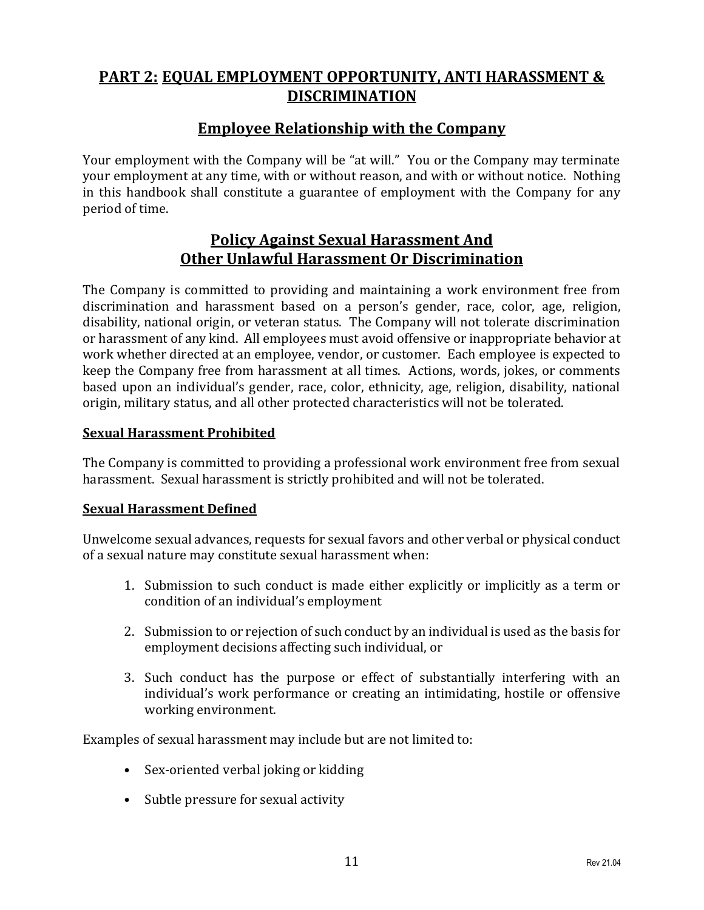## PART 2: EQUAL EMPLOYMENT OPPORTUNITY, ANTI HARASSMENT & DISCRIMINATION

### Employee Relationship with the Company

Your employment with the Company will be "at will." You or the Company may terminate your employment at any time, with or without reason, and with or without notice. Nothing in this handbook shall constitute a guarantee of employment with the Company for any period of time.

### Policy Against Sexual Harassment And Other Unlawful Harassment Or Discrimination

The Company is committed to providing and maintaining a work environment free from discrimination and harassment based on a person's gender, race, color, age, religion, disability, national origin, or veteran status. The Company will not tolerate discrimination or harassment of any kind. All employees must avoid offensive or inappropriate behavior at work whether directed at an employee, vendor, or customer. Each employee is expected to keep the Company free from harassment at all times. Actions, words, jokes, or comments based upon an individual's gender, race, color, ethnicity, age, religion, disability, national origin, military status, and all other protected characteristics will not be tolerated.

**Sexual Harassment Prohibited**

The Company is committed to providing a professional work environment free from sexual harassment. Sexual harassment is strictly prohibited and will not be tolerated.

**Sexual Harassment Defined**

Unwelcome sexual advances, requests for sexual favors and other verbal or physical conduct of a sexual nature may constitute sexual harassment when:

1. Submission to such conduct is made either explicitly or implicitly as a term or condition of an individual's employment
2. Submission to or rejection of such conduct by an individual is used as the basis for employment decisions affecting such individual, or
3. Such conduct has the purpose or effect of substantially interfering with an individual's work performance or creating an intimidating, hostile or offensive working environment.

Examples of sexual harassment may include but are not limited to:

- Sex-oriented verbal joking or kidding
- Subtle pressure for sexual activity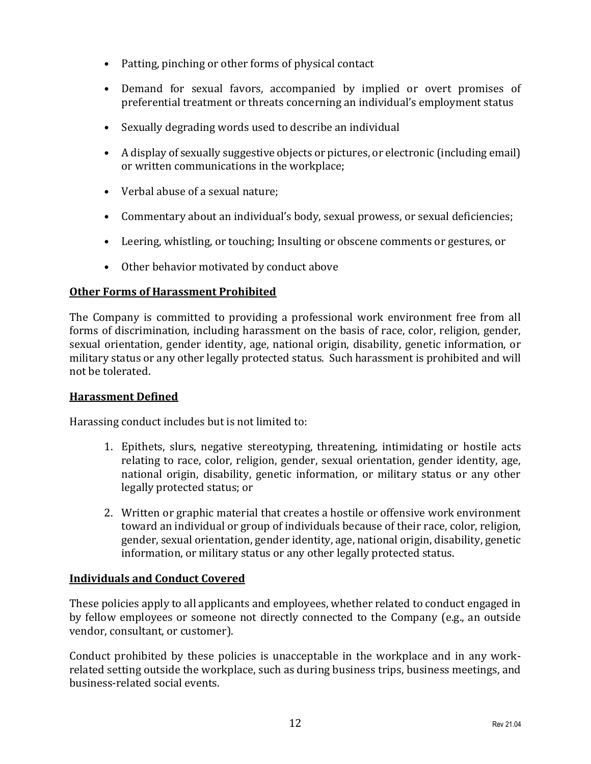- Patting, pinching or other forms of physical contact
- Demand for sexual favors, accompanied by implied or overt promises of preferential treatment or threats concerning an individual's employment status
- Sexually degrading words used to describe an individual
- A display of sexually suggestive objects or pictures, or electronic (including email) or written communications in the workplace;
- Verbal abuse of a sexual nature;
- Commentary about an individual's body, sexual prowess, or sexual deficiencies;
- Leering, whistling, or touching; Insulting or obscene comments or gestures, or
- Other behavior motivated by conduct above

**Other Forms of Harassment Prohibited**

The Company is committed to providing a professional work environment free from all forms of discrimination, including harassment on the basis of race, color, religion, gender, sexual orientation, gender identity, age, national origin, disability, genetic information, or military status or any other legally protected status. Such harassment is prohibited and will not be tolerated.

**Harassment Defined**

Harassing conduct includes but is not limited to:

1. Epithets, slurs, negative stereotyping, threatening, intimidating or hostile acts relating to race, color, religion, gender, sexual orientation, gender identity, age, national origin, disability, genetic information, or military status or any other legally protected status; or
2. Written or graphic material that creates a hostile or offensive work environment toward an individual or group of individuals because of their race, color, religion, gender, sexual orientation, gender identity, age, national origin, disability, genetic information, or military status or any other legally protected status.

**Individuals and Conduct Covered**

These policies apply to all applicants and employees, whether related to conduct engaged in by fellow employees or someone not directly connected to the Company (e.g., an outside vendor, consultant, or customer).

Conduct prohibited by these policies is unacceptable in the workplace and in any work-related setting outside the workplace, such as during business trips, business meetings, and business-related social events.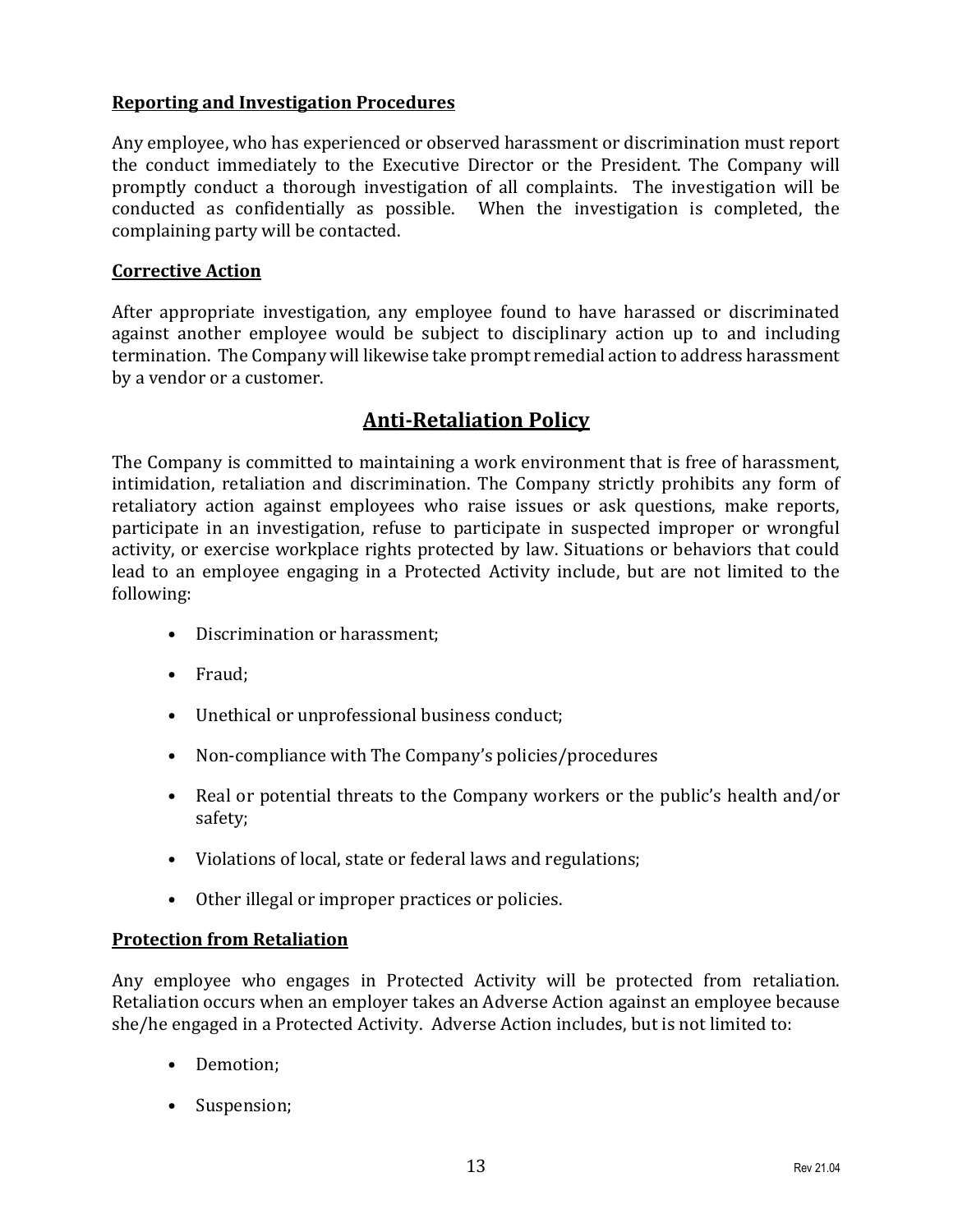**Reporting and Investigation Procedures**

Any employee, who has experienced or observed harassment or discrimination must report the conduct immediately to the Executive Director or the President. The Company will promptly conduct a thorough investigation of all complaints. The investigation will be conducted as confidentially as possible. When the investigation is completed, the complaining party will be contacted.

**Corrective Action**

After appropriate investigation, any employee found to have harassed or discriminated against another employee would be subject to disciplinary action up to and including termination. The Company will likewise take prompt remedial action to address harassment by a vendor or a customer.

## Anti-Retaliation Policy

The Company is committed to maintaining a work environment that is free of harassment, intimidation, retaliation and discrimination. The Company strictly prohibits any form of retaliatory action against employees who raise issues or ask questions, make reports, participate in an investigation, refuse to participate in suspected improper or wrongful activity, or exercise workplace rights protected by law. Situations or behaviors that could lead to an employee engaging in a Protected Activity include, but are not limited to the following:

- Discrimination or harassment;
- Fraud;
- Unethical or unprofessional business conduct;
- Non-compliance with The Company's policies/procedures
- Real or potential threats to the Company workers or the public's health and/or safety;
- Violations of local, state or federal laws and regulations;
- Other illegal or improper practices or policies.

**Protection from Retaliation**

Any employee who engages in Protected Activity will be protected from retaliation. Retaliation occurs when an employer takes an Adverse Action against an employee because she/he engaged in a Protected Activity. Adverse Action includes, but is not limited to:

- Demotion;
- Suspension;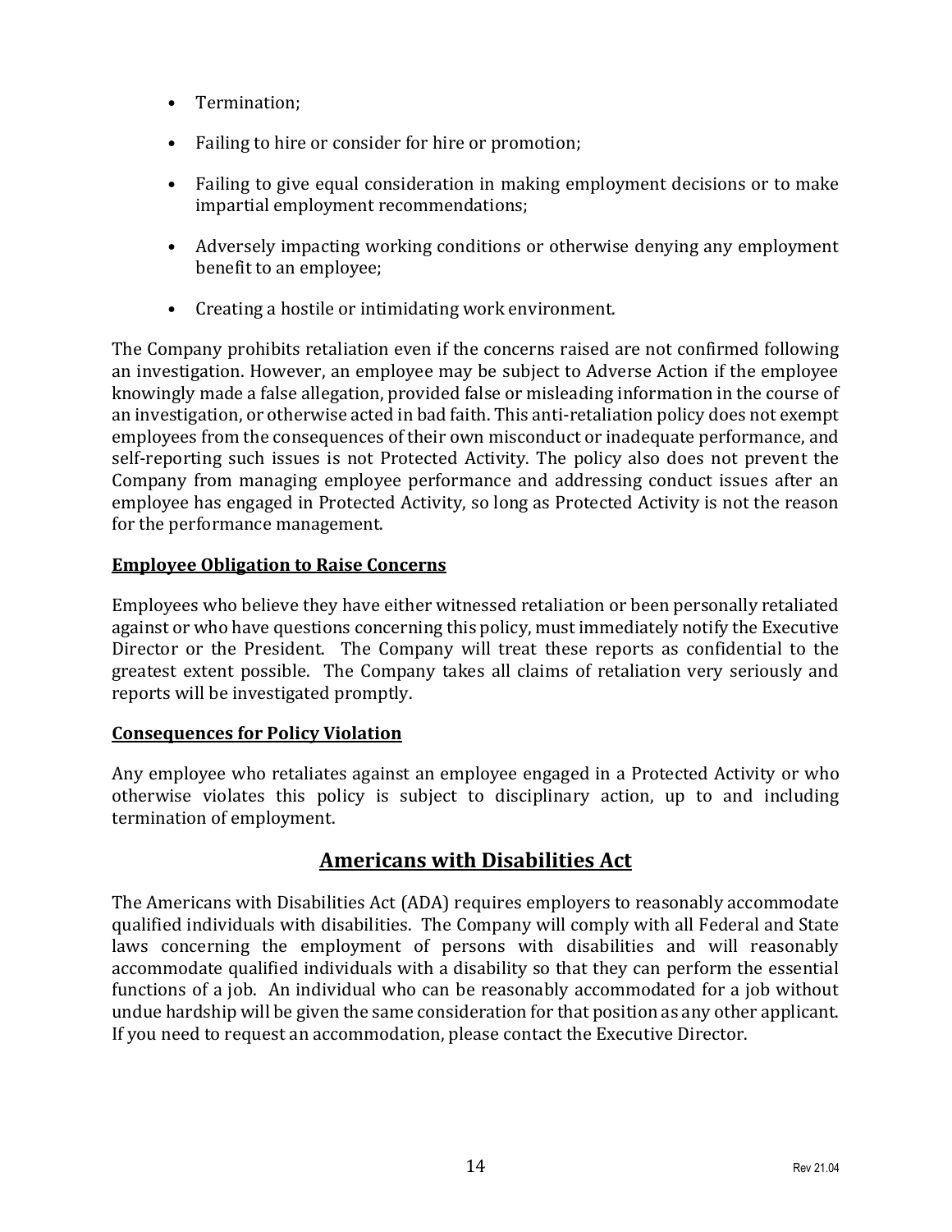- Termination;
- Failing to hire or consider for hire or promotion;
- Failing to give equal consideration in making employment decisions or to make impartial employment recommendations;
- Adversely impacting working conditions or otherwise denying any employment benefit to an employee;
- Creating a hostile or intimidating work environment.

The Company prohibits retaliation even if the concerns raised are not confirmed following an investigation. However, an employee may be subject to Adverse Action if the employee knowingly made a false allegation, provided false or misleading information in the course of an investigation, or otherwise acted in bad faith. This anti-retaliation policy does not exempt employees from the consequences of their own misconduct or inadequate performance, and self-reporting such issues is not Protected Activity. The policy also does not prevent the Company from managing employee performance and addressing conduct issues after an employee has engaged in Protected Activity, so long as Protected Activity is not the reason for the performance management.

**Employee Obligation to Raise Concerns**

Employees who believe they have either witnessed retaliation or been personally retaliated against or who have questions concerning this policy, must immediately notify the Executive Director or the President. The Company will treat these reports as confidential to the greatest extent possible. The Company takes all claims of retaliation very seriously and reports will be investigated promptly.

**Consequences for Policy Violation**

Any employee who retaliates against an employee engaged in a Protected Activity or who otherwise violates this policy is subject to disciplinary action, up to and including termination of employment.

## Americans with Disabilities Act

The Americans with Disabilities Act (ADA) requires employers to reasonably accommodate qualified individuals with disabilities. The Company will comply with all Federal and State laws concerning the employment of persons with disabilities and will reasonably accommodate qualified individuals with a disability so that they can perform the essential functions of a job. An individual who can be reasonably accommodated for a job without undue hardship will be given the same consideration for that position as any other applicant. If you need to request an accommodation, please contact the Executive Director.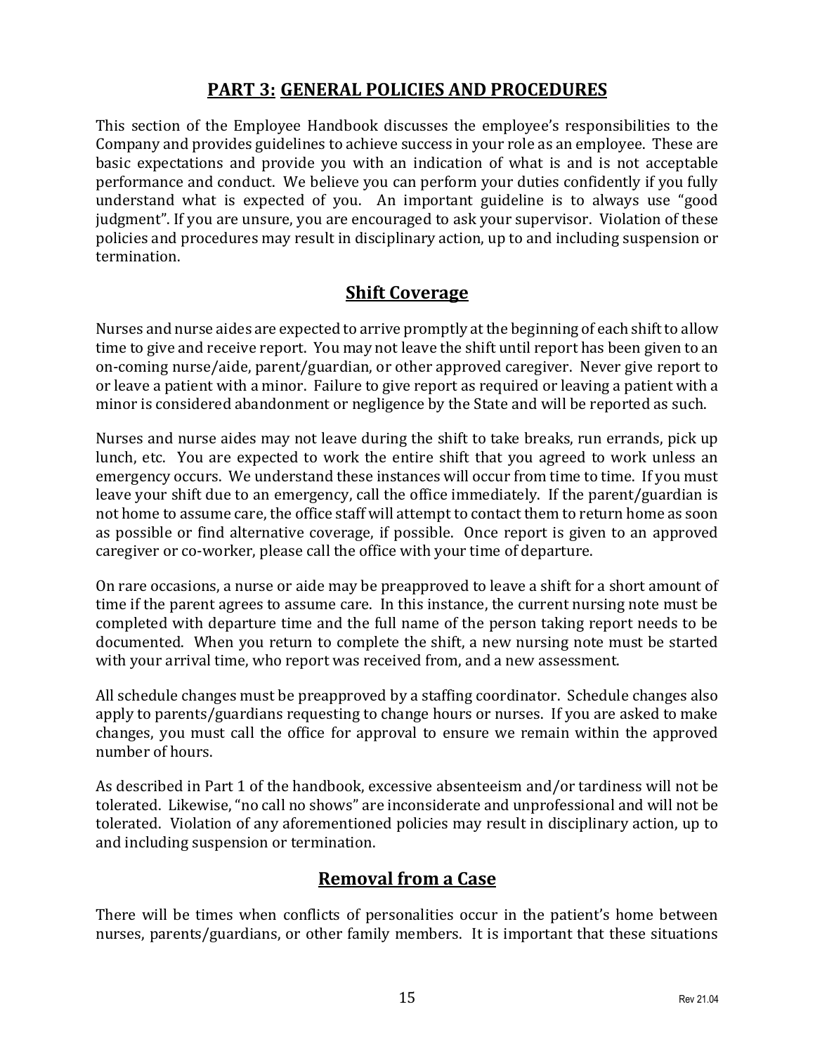## **PART 3: GENERAL POLICIES AND PROCEDURES**

This section of the Employee Handbook discusses the employee's responsibilities to the Company and provides guidelines to achieve success in your role as an employee. These are basic expectations and provide you with an indication of what is and is not acceptable performance and conduct. We believe you can perform your duties confidently if you fully understand what is expected of you. An important guideline is to always use "good judgment". If you are unsure, you are encouraged to ask your supervisor. Violation of these policies and procedures may result in disciplinary action, up to and including suspension or termination.

### **Shift Coverage**

Nurses and nurse aides are expected to arrive promptly at the beginning of each shift to allow time to give and receive report. You may not leave the shift until report has been given to an on-coming nurse/aide, parent/guardian, or other approved caregiver. Never give report to or leave a patient with a minor. Failure to give report as required or leaving a patient with a minor is considered abandonment or negligence by the State and will be reported as such.

Nurses and nurse aides may not leave during the shift to take breaks, run errands, pick up lunch, etc. You are expected to work the entire shift that you agreed to work unless an emergency occurs. We understand these instances will occur from time to time. If you must leave your shift due to an emergency, call the office immediately. If the parent/guardian is not home to assume care, the office staff will attempt to contact them to return home as soon as possible or find alternative coverage, if possible. Once report is given to an approved caregiver or co-worker, please call the office with your time of departure.

On rare occasions, a nurse or aide may be preapproved to leave a shift for a short amount of time if the parent agrees to assume care. In this instance, the current nursing note must be completed with departure time and the full name of the person taking report needs to be documented. When you return to complete the shift, a new nursing note must be started with your arrival time, who report was received from, and a new assessment.

All schedule changes must be preapproved by a staffing coordinator. Schedule changes also apply to parents/guardians requesting to change hours or nurses. If you are asked to make changes, you must call the office for approval to ensure we remain within the approved number of hours.

As described in Part 1 of the handbook, excessive absenteeism and/or tardiness will not be tolerated. Likewise, "no call no shows" are inconsiderate and unprofessional and will not be tolerated. Violation of any aforementioned policies may result in disciplinary action, up to and including suspension or termination.

### **Removal from a Case**

There will be times when conflicts of personalities occur in the patient's home between nurses, parents/guardians, or other family members. It is important that these situations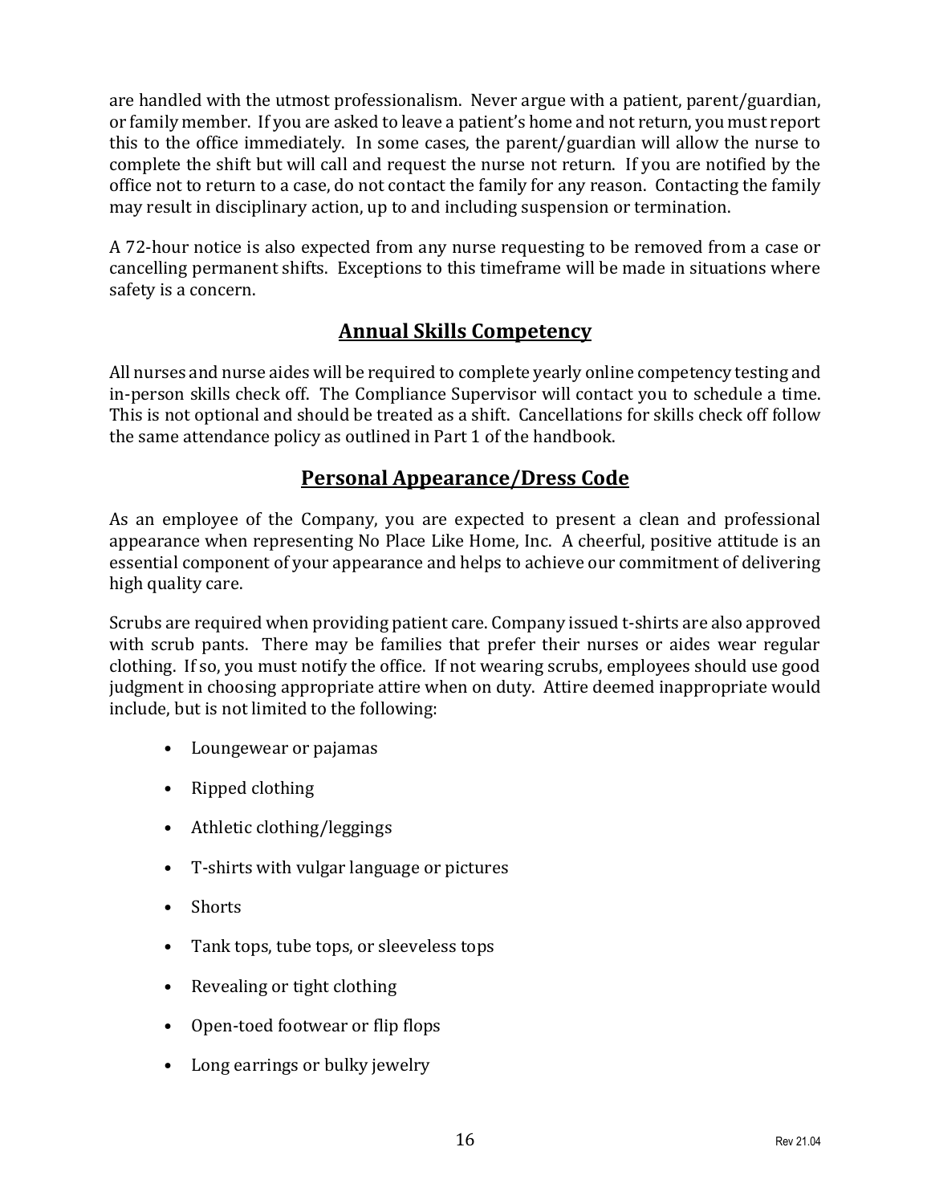are handled with the utmost professionalism. Never argue with a patient, parent/guardian, or family member. If you are asked to leave a patient's home and not return, you must report this to the office immediately. In some cases, the parent/guardian will allow the nurse to complete the shift but will call and request the nurse not return. If you are notified by the office not to return to a case, do not contact the family for any reason. Contacting the family may result in disciplinary action, up to and including suspension or termination.

A 72-hour notice is also expected from any nurse requesting to be removed from a case or cancelling permanent shifts. Exceptions to this timeframe will be made in situations where safety is a concern.

## Annual Skills Competency

All nurses and nurse aides will be required to complete yearly online competency testing and in-person skills check off. The Compliance Supervisor will contact you to schedule a time. This is not optional and should be treated as a shift. Cancellations for skills check off follow the same attendance policy as outlined in Part 1 of the handbook.

## Personal Appearance/Dress Code

As an employee of the Company, you are expected to present a clean and professional appearance when representing No Place Like Home, Inc. A cheerful, positive attitude is an essential component of your appearance and helps to achieve our commitment of delivering high quality care.

Scrubs are required when providing patient care. Company issued t-shirts are also approved with scrub pants. There may be families that prefer their nurses or aides wear regular clothing. If so, you must notify the office. If not wearing scrubs, employees should use good judgment in choosing appropriate attire when on duty. Attire deemed inappropriate would include, but is not limited to the following:

- Loungewear or pajamas
- Ripped clothing
- Athletic clothing/leggings
- T-shirts with vulgar language or pictures
- Shorts
- Tank tops, tube tops, or sleeveless tops
- Revealing or tight clothing
- Open-toed footwear or flip flops
- Long earrings or bulky jewelry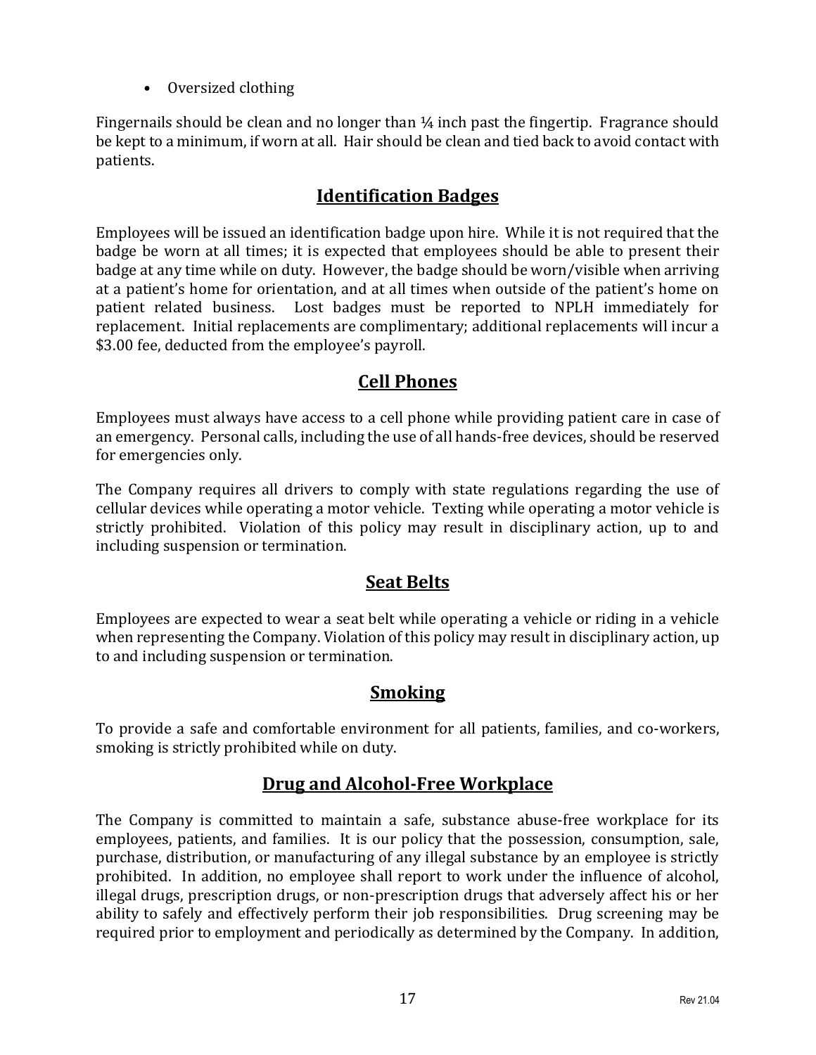- Oversized clothing

Fingernails should be clean and no longer than ¼ inch past the fingertip. Fragrance should be kept to a minimum, if worn at all. Hair should be clean and tied back to avoid contact with patients.

## Identification Badges

Employees will be issued an identification badge upon hire. While it is not required that the badge be worn at all times; it is expected that employees should be able to present their badge at any time while on duty. However, the badge should be worn/visible when arriving at a patient's home for orientation, and at all times when outside of the patient's home on patient related business. Lost badges must be reported to NPLH immediately for replacement. Initial replacements are complimentary; additional replacements will incur a $3.00 fee, deducted from the employee's payroll.

## Cell Phones

Employees must always have access to a cell phone while providing patient care in case of an emergency. Personal calls, including the use of all hands-free devices, should be reserved for emergencies only.

The Company requires all drivers to comply with state regulations regarding the use of cellular devices while operating a motor vehicle. Texting while operating a motor vehicle is strictly prohibited. Violation of this policy may result in disciplinary action, up to and including suspension or termination.

## Seat Belts

Employees are expected to wear a seat belt while operating a vehicle or riding in a vehicle when representing the Company. Violation of this policy may result in disciplinary action, up to and including suspension or termination.

## Smoking

To provide a safe and comfortable environment for all patients, families, and co-workers, smoking is strictly prohibited while on duty.

## Drug and Alcohol-Free Workplace

The Company is committed to maintain a safe, substance abuse-free workplace for its employees, patients, and families. It is our policy that the possession, consumption, sale, purchase, distribution, or manufacturing of any illegal substance by an employee is strictly prohibited. In addition, no employee shall report to work under the influence of alcohol, illegal drugs, prescription drugs, or non-prescription drugs that adversely affect his or her ability to safely and effectively perform their job responsibilities. Drug screening may be required prior to employment and periodically as determined by the Company. In addition,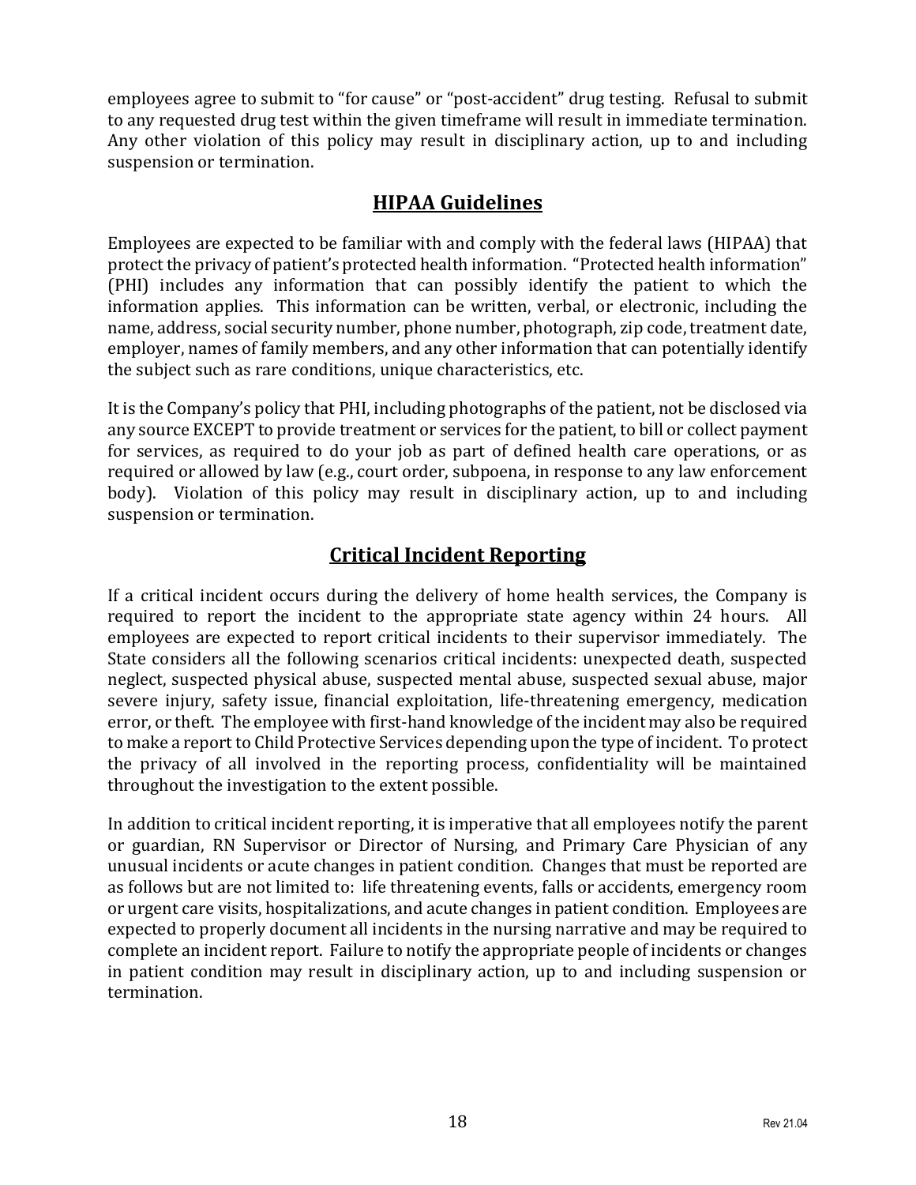employees agree to submit to "for cause" or "post-accident" drug testing. Refusal to submit to any requested drug test within the given timeframe will result in immediate termination. Any other violation of this policy may result in disciplinary action, up to and including suspension or termination.

## HIPAA Guidelines

Employees are expected to be familiar with and comply with the federal laws (HIPAA) that protect the privacy of patient's protected health information. "Protected health information" (PHI) includes any information that can possibly identify the patient to which the information applies. This information can be written, verbal, or electronic, including the name, address, social security number, phone number, photograph, zip code, treatment date, employer, names of family members, and any other information that can potentially identify the subject such as rare conditions, unique characteristics, etc.

It is the Company's policy that PHI, including photographs of the patient, not be disclosed via any source EXCEPT to provide treatment or services for the patient, to bill or collect payment for services, as required to do your job as part of defined health care operations, or as required or allowed by law (e.g., court order, subpoena, in response to any law enforcement body). Violation of this policy may result in disciplinary action, up to and including suspension or termination.

## Critical Incident Reporting

If a critical incident occurs during the delivery of home health services, the Company is required to report the incident to the appropriate state agency within 24 hours. All employees are expected to report critical incidents to their supervisor immediately. The State considers all the following scenarios critical incidents: unexpected death, suspected neglect, suspected physical abuse, suspected mental abuse, suspected sexual abuse, major severe injury, safety issue, financial exploitation, life-threatening emergency, medication error, or theft. The employee with first-hand knowledge of the incident may also be required to make a report to Child Protective Services depending upon the type of incident. To protect the privacy of all involved in the reporting process, confidentiality will be maintained throughout the investigation to the extent possible.

In addition to critical incident reporting, it is imperative that all employees notify the parent or guardian, RN Supervisor or Director of Nursing, and Primary Care Physician of any unusual incidents or acute changes in patient condition. Changes that must be reported are as follows but are not limited to: life threatening events, falls or accidents, emergency room or urgent care visits, hospitalizations, and acute changes in patient condition. Employees are expected to properly document all incidents in the nursing narrative and may be required to complete an incident report. Failure to notify the appropriate people of incidents or changes in patient condition may result in disciplinary action, up to and including suspension or termination.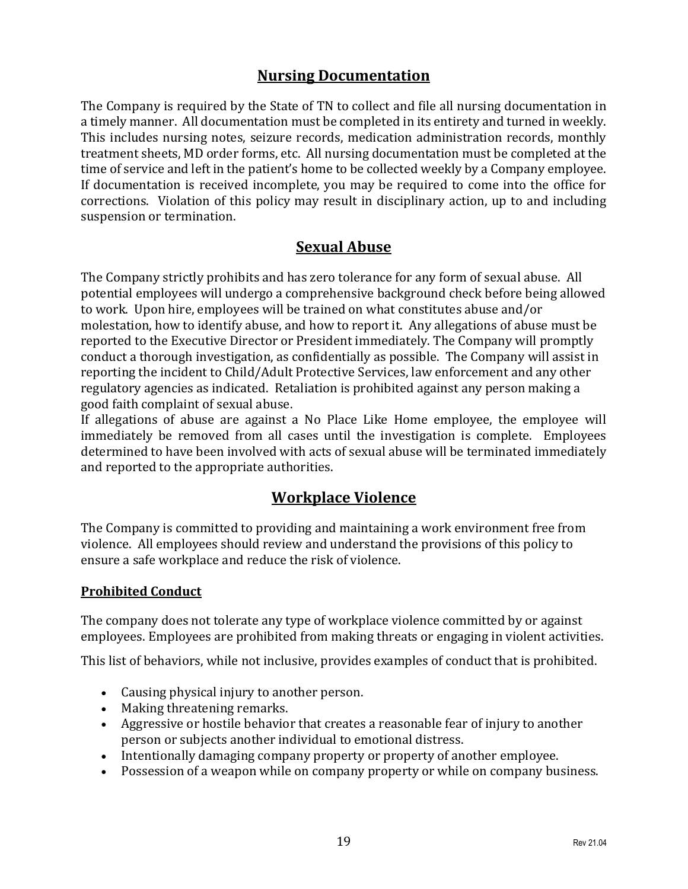## Nursing Documentation

The Company is required by the State of TN to collect and file all nursing documentation in a timely manner. All documentation must be completed in its entirety and turned in weekly. This includes nursing notes, seizure records, medication administration records, monthly treatment sheets, MD order forms, etc. All nursing documentation must be completed at the time of service and left in the patient's home to be collected weekly by a Company employee. If documentation is received incomplete, you may be required to come into the office for corrections. Violation of this policy may result in disciplinary action, up to and including suspension or termination.

## Sexual Abuse

The Company strictly prohibits and has zero tolerance for any form of sexual abuse. All potential employees will undergo a comprehensive background check before being allowed to work. Upon hire, employees will be trained on what constitutes abuse and/or molestation, how to identify abuse, and how to report it. Any allegations of abuse must be reported to the Executive Director or President immediately. The Company will promptly conduct a thorough investigation, as confidentially as possible. The Company will assist in reporting the incident to Child/Adult Protective Services, law enforcement and any other regulatory agencies as indicated. Retaliation is prohibited against any person making a good faith complaint of sexual abuse.

If allegations of abuse are against a No Place Like Home employee, the employee will immediately be removed from all cases until the investigation is complete. Employees determined to have been involved with acts of sexual abuse will be terminated immediately and reported to the appropriate authorities.

## Workplace Violence

The Company is committed to providing and maintaining a work environment free from violence. All employees should review and understand the provisions of this policy to ensure a safe workplace and reduce the risk of violence.

### Prohibited Conduct

The company does not tolerate any type of workplace violence committed by or against employees. Employees are prohibited from making threats or engaging in violent activities.

This list of behaviors, while not inclusive, provides examples of conduct that is prohibited.

- Causing physical injury to another person.
- Making threatening remarks.
- Aggressive or hostile behavior that creates a reasonable fear of injury to another person or subjects another individual to emotional distress.
- Intentionally damaging company property or property of another employee.
- Possession of a weapon while on company property or while on company business.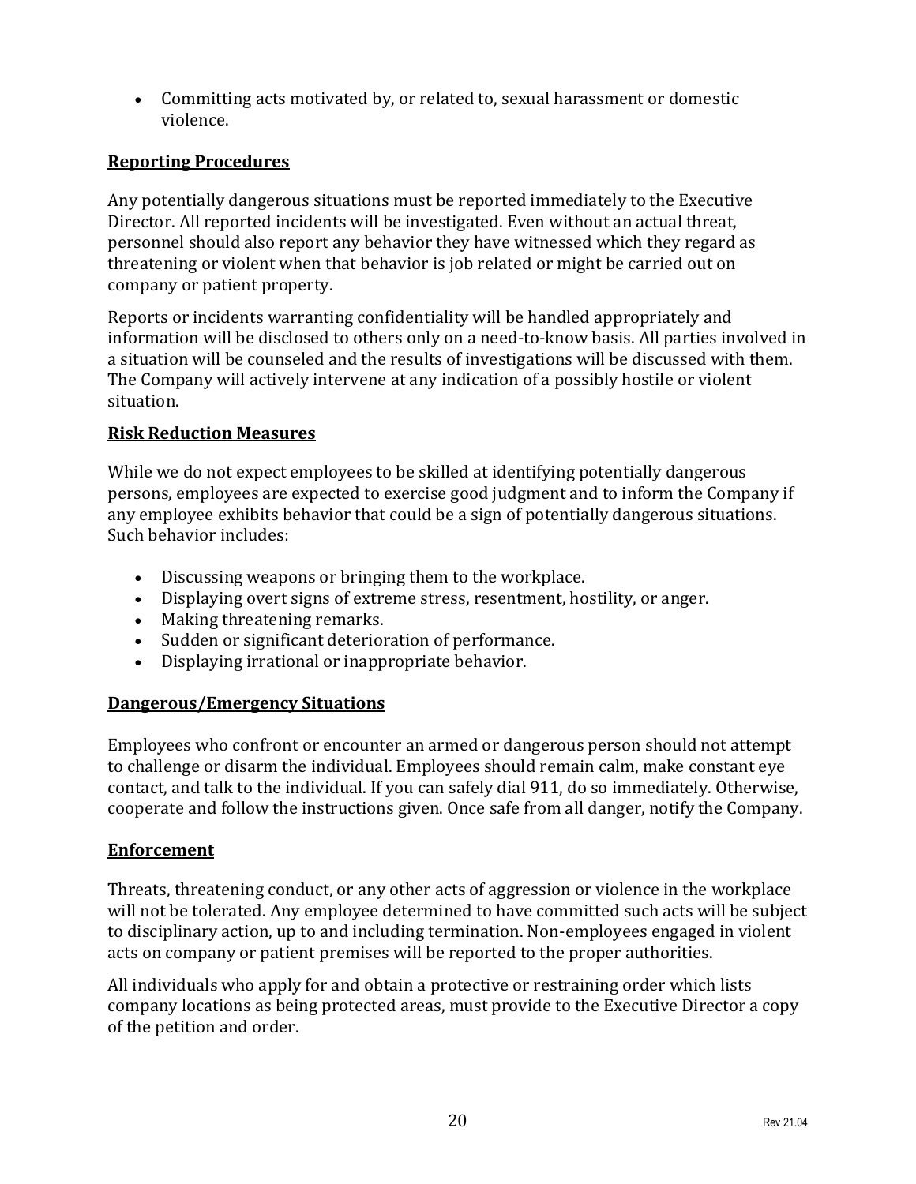- Committing acts motivated by, or related to, sexual harassment or domestic violence.

**Reporting Procedures**

Any potentially dangerous situations must be reported immediately to the Executive Director. All reported incidents will be investigated. Even without an actual threat, personnel should also report any behavior they have witnessed which they regard as threatening or violent when that behavior is job related or might be carried out on company or patient property.

Reports or incidents warranting confidentiality will be handled appropriately and information will be disclosed to others only on a need-to-know basis. All parties involved in a situation will be counseled and the results of investigations will be discussed with them. The Company will actively intervene at any indication of a possibly hostile or violent situation.

**Risk Reduction Measures**

While we do not expect employees to be skilled at identifying potentially dangerous persons, employees are expected to exercise good judgment and to inform the Company if any employee exhibits behavior that could be a sign of potentially dangerous situations. Such behavior includes:

- Discussing weapons or bringing them to the workplace.
- Displaying overt signs of extreme stress, resentment, hostility, or anger.
- Making threatening remarks.
- Sudden or significant deterioration of performance.
- Displaying irrational or inappropriate behavior.

**Dangerous/Emergency Situations**

Employees who confront or encounter an armed or dangerous person should not attempt to challenge or disarm the individual. Employees should remain calm, make constant eye contact, and talk to the individual. If you can safely dial 911, do so immediately. Otherwise, cooperate and follow the instructions given. Once safe from all danger, notify the Company.

**Enforcement**

Threats, threatening conduct, or any other acts of aggression or violence in the workplace will not be tolerated. Any employee determined to have committed such acts will be subject to disciplinary action, up to and including termination. Non-employees engaged in violent acts on company or patient premises will be reported to the proper authorities.

All individuals who apply for and obtain a protective or restraining order which lists company locations as being protected areas, must provide to the Executive Director a copy of the petition and order.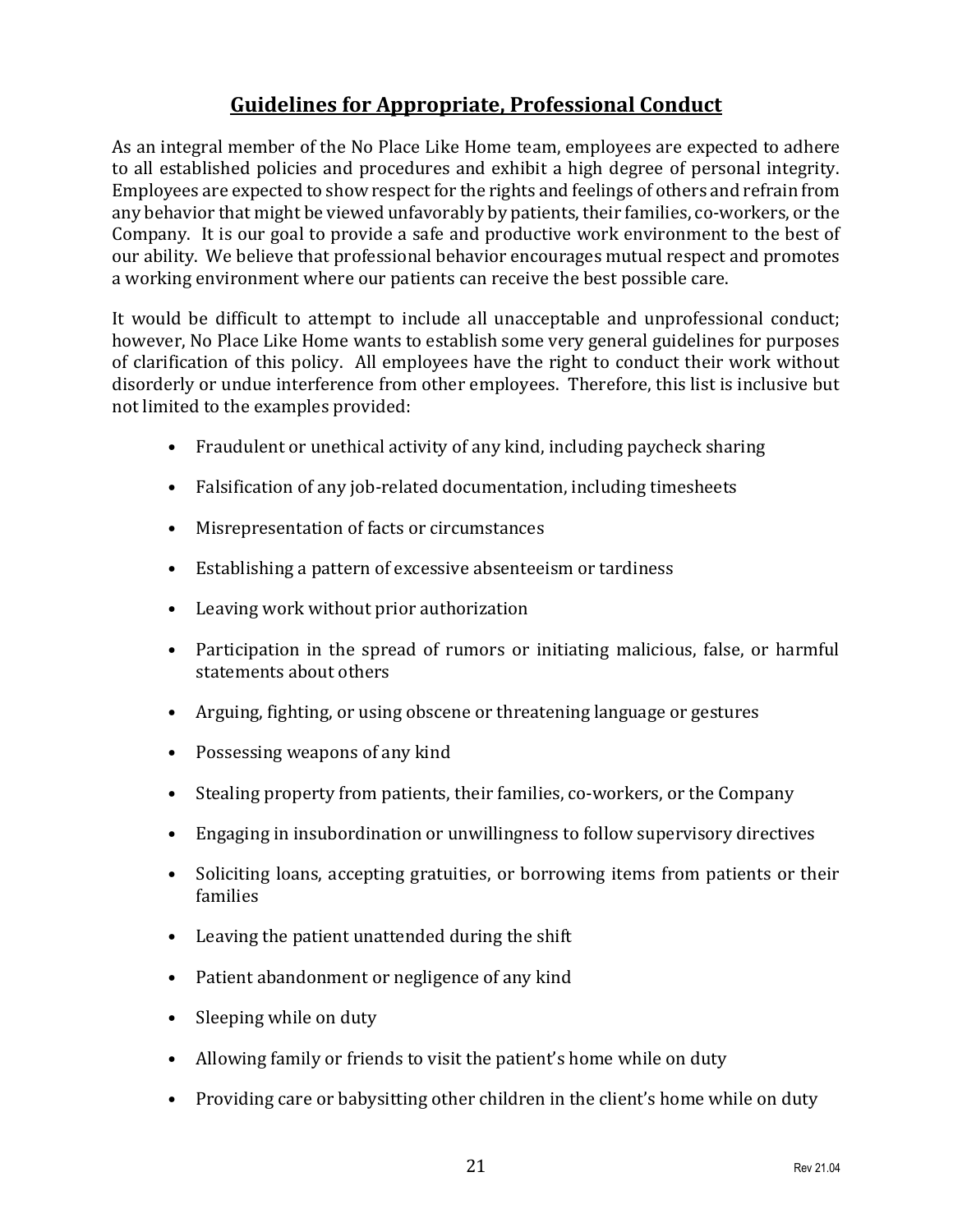## Guidelines for Appropriate, Professional Conduct

As an integral member of the No Place Like Home team, employees are expected to adhere to all established policies and procedures and exhibit a high degree of personal integrity. Employees are expected to show respect for the rights and feelings of others and refrain from any behavior that might be viewed unfavorably by patients, their families, co-workers, or the Company. It is our goal to provide a safe and productive work environment to the best of our ability. We believe that professional behavior encourages mutual respect and promotes a working environment where our patients can receive the best possible care.

It would be difficult to attempt to include all unacceptable and unprofessional conduct; however, No Place Like Home wants to establish some very general guidelines for purposes of clarification of this policy. All employees have the right to conduct their work without disorderly or undue interference from other employees. Therefore, this list is inclusive but not limited to the examples provided:

- Fraudulent or unethical activity of any kind, including paycheck sharing
- Falsification of any job-related documentation, including timesheets
- Misrepresentation of facts or circumstances
- Establishing a pattern of excessive absenteeism or tardiness
- Leaving work without prior authorization
- Participation in the spread of rumors or initiating malicious, false, or harmful statements about others
- Arguing, fighting, or using obscene or threatening language or gestures
- Possessing weapons of any kind
- Stealing property from patients, their families, co-workers, or the Company
- Engaging in insubordination or unwillingness to follow supervisory directives
- Soliciting loans, accepting gratuities, or borrowing items from patients or their families
- Leaving the patient unattended during the shift
- Patient abandonment or negligence of any kind
- Sleeping while on duty
- Allowing family or friends to visit the patient's home while on duty
- Providing care or babysitting other children in the client's home while on duty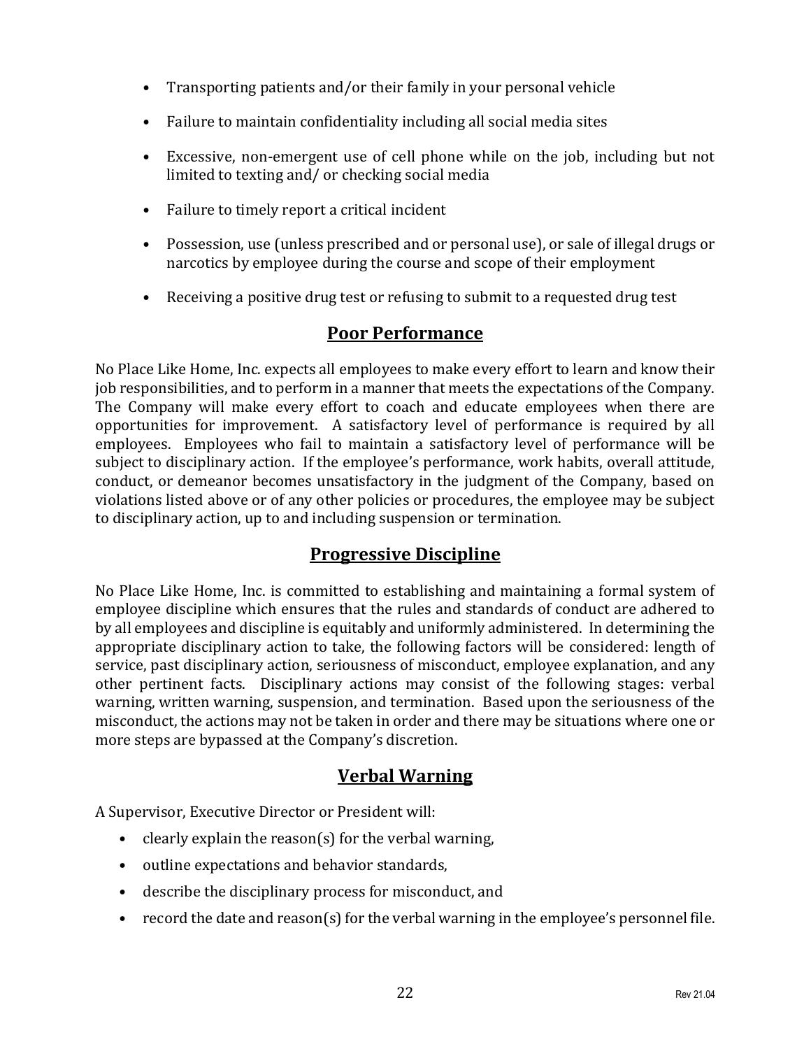- Transporting patients and/or their family in your personal vehicle
- Failure to maintain confidentiality including all social media sites
- Excessive, non-emergent use of cell phone while on the job, including but not limited to texting and/ or checking social media
- Failure to timely report a critical incident
- Possession, use (unless prescribed and or personal use), or sale of illegal drugs or narcotics by employee during the course and scope of their employment
- Receiving a positive drug test or refusing to submit to a requested drug test

## Poor Performance

No Place Like Home, Inc. expects all employees to make every effort to learn and know their job responsibilities, and to perform in a manner that meets the expectations of the Company. The Company will make every effort to coach and educate employees when there are opportunities for improvement. A satisfactory level of performance is required by all employees. Employees who fail to maintain a satisfactory level of performance will be subject to disciplinary action. If the employee's performance, work habits, overall attitude, conduct, or demeanor becomes unsatisfactory in the judgment of the Company, based on violations listed above or of any other policies or procedures, the employee may be subject to disciplinary action, up to and including suspension or termination.

## Progressive Discipline

No Place Like Home, Inc. is committed to establishing and maintaining a formal system of employee discipline which ensures that the rules and standards of conduct are adhered to by all employees and discipline is equitably and uniformly administered. In determining the appropriate disciplinary action to take, the following factors will be considered: length of service, past disciplinary action, seriousness of misconduct, employee explanation, and any other pertinent facts. Disciplinary actions may consist of the following stages: verbal warning, written warning, suspension, and termination. Based upon the seriousness of the misconduct, the actions may not be taken in order and there may be situations where one or more steps are bypassed at the Company's discretion.

## Verbal Warning

A Supervisor, Executive Director or President will:

- clearly explain the reason(s) for the verbal warning,
- outline expectations and behavior standards,
- describe the disciplinary process for misconduct, and
- record the date and reason(s) for the verbal warning in the employee's personnel file.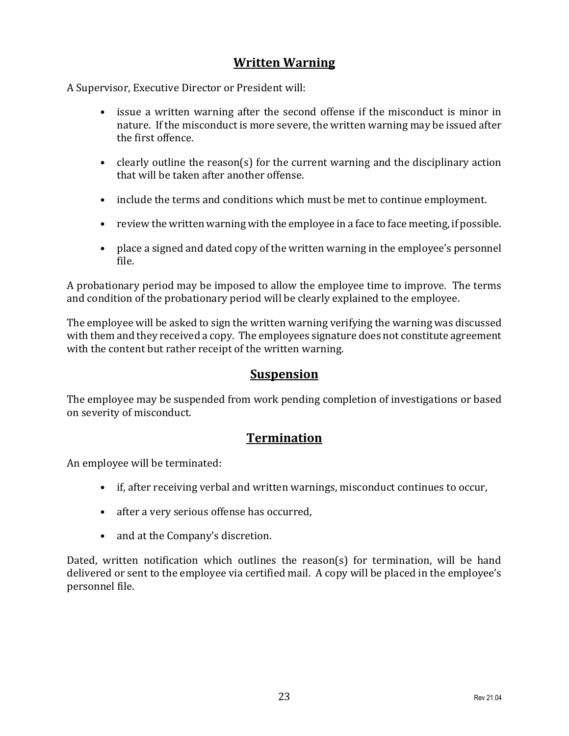## Written Warning

A Supervisor, Executive Director or President will:

- issue a written warning after the second offense if the misconduct is minor in nature. If the misconduct is more severe, the written warning may be issued after the first offence.
- clearly outline the reason(s) for the current warning and the disciplinary action that will be taken after another offense.
- include the terms and conditions which must be met to continue employment.
- review the written warning with the employee in a face to face meeting, if possible.
- place a signed and dated copy of the written warning in the employee's personnel file.

A probationary period may be imposed to allow the employee time to improve. The terms and condition of the probationary period will be clearly explained to the employee.

The employee will be asked to sign the written warning verifying the warning was discussed with them and they received a copy. The employees signature does not constitute agreement with the content but rather receipt of the written warning.

## Suspension

The employee may be suspended from work pending completion of investigations or based on severity of misconduct.

## Termination

An employee will be terminated:

- if, after receiving verbal and written warnings, misconduct continues to occur,
- after a very serious offense has occurred,
- and at the Company's discretion.

Dated, written notification which outlines the reason(s) for termination, will be hand delivered or sent to the employee via certified mail. A copy will be placed in the employee's personnel file.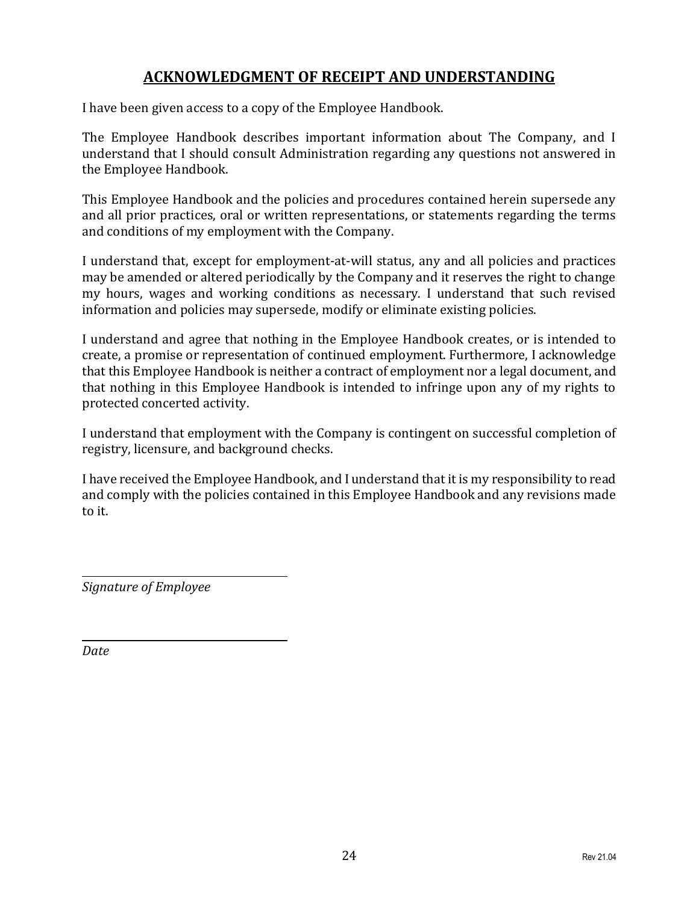## ACKNOWLEDGMENT OF RECEIPT AND UNDERSTANDING

I have been given access to a copy of the Employee Handbook.

The Employee Handbook describes important information about The Company, and I understand that I should consult Administration regarding any questions not answered in the Employee Handbook.

This Employee Handbook and the policies and procedures contained herein supersede any and all prior practices, oral or written representations, or statements regarding the terms and conditions of my employment with the Company.

I understand that, except for employment-at-will status, any and all policies and practices may be amended or altered periodically by the Company and it reserves the right to change my hours, wages and working conditions as necessary. I understand that such revised information and policies may supersede, modify or eliminate existing policies.

I understand and agree that nothing in the Employee Handbook creates, or is intended to create, a promise or representation of continued employment. Furthermore, I acknowledge that this Employee Handbook is neither a contract of employment nor a legal document, and that nothing in this Employee Handbook is intended to infringe upon any of my rights to protected concerted activity.

I understand that employment with the Company is contingent on successful completion of registry, licensure, and background checks.

I have received the Employee Handbook, and I understand that it is my responsibility to read and comply with the policies contained in this Employee Handbook and any revisions made to it.

\_\_\_\_\_\_\_\_\_\_\_\_\_\_\_\_\_\_\_\_\_\_\_\_\_\_\_\_\_\_\_\_\_\_\_\_

*Signature of Employee*

\_\_\_\_\_\_\_\_\_\_\_\_\_\_\_\_\_\_\_\_\_\_\_\_\_\_\_\_\_\_\_\_\_\_\_\_

*Date*

Rev 21.04